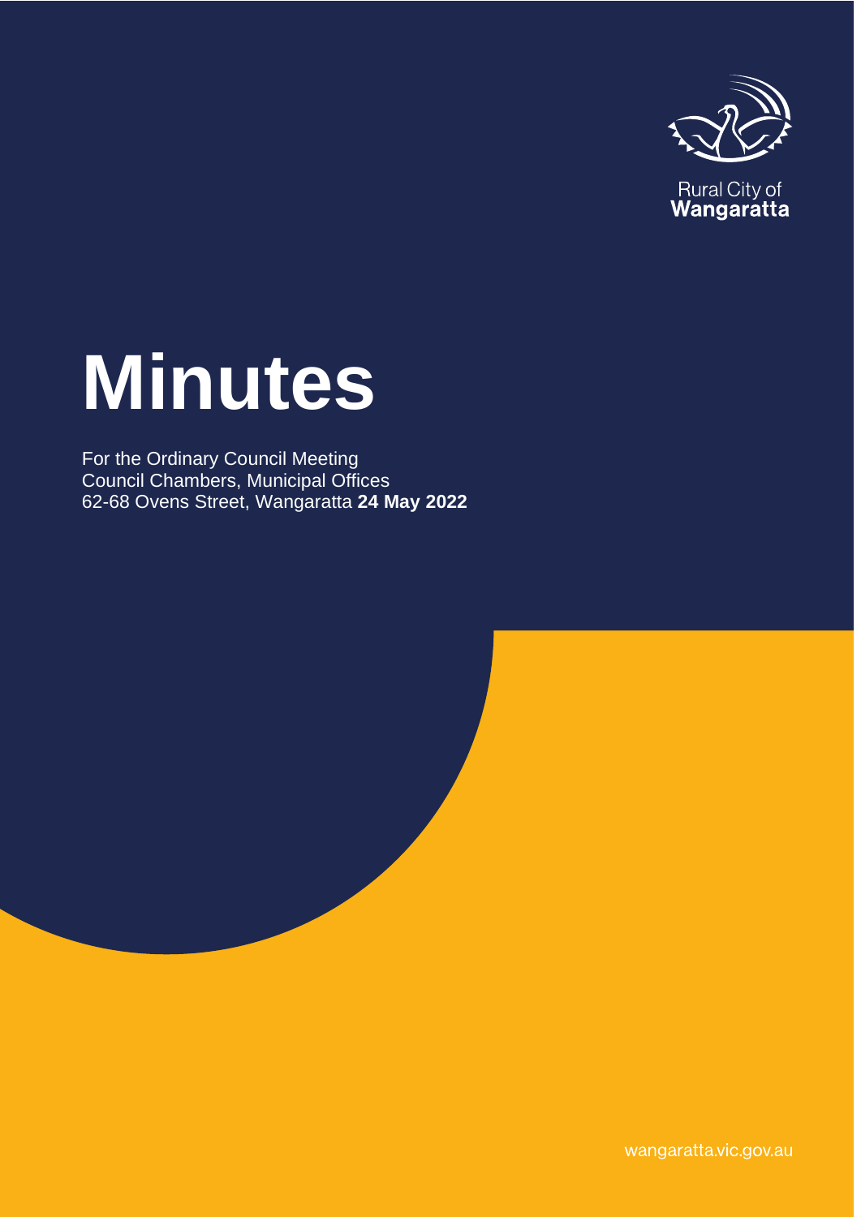Rural City of
**Wangaratta**

# Minutes

For the Ordinary Council Meeting
Council Chambers, Municipal Offices
62-68 Ovens Street, Wangaratta **24 May 2022**

wangaratta.vic.gov.au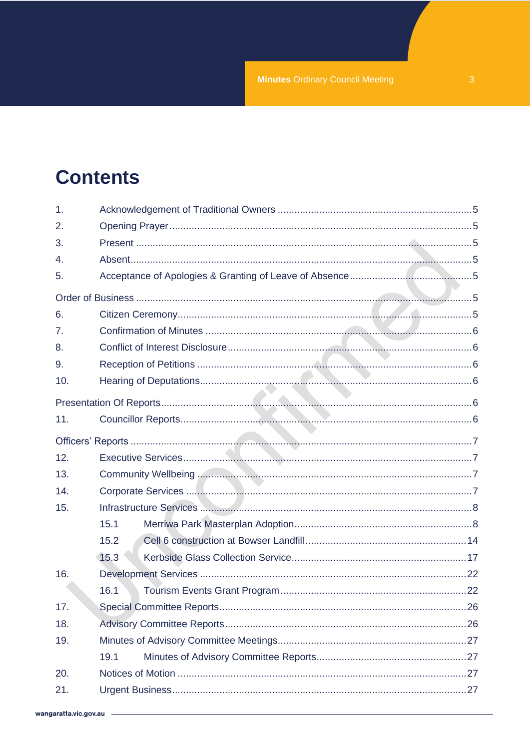# Contents

1. Acknowledgement of Traditional Owners .....5
2. Opening Prayer .....5
3. Present .....5
4. Absent .....5
5. Acceptance of Apologies & Granting of Leave of Absence .....5

Order of Business .....5

6. Citizen Ceremony .....5
7. Confirmation of Minutes .....6
8. Conflict of Interest Disclosure .....6
9. Reception of Petitions .....6
10. Hearing of Deputations .....6

Presentation Of Reports .....6

11. Councillor Reports .....6

Officers' Reports .....7

12. Executive Services .....7
13. Community Wellbeing .....7
14. Corporate Services .....7
15. Infrastructure Services .....8
    - 15.1 Merriwa Park Masterplan Adoption .....8
    - 15.2 Cell 6 construction at Bowser Landfill .....14
    - 15.3 Kerbside Glass Collection Service .....17
16. Development Services .....22
    - 16.1 Tourism Events Grant Program .....22
17. Special Committee Reports .....26
18. Advisory Committee Reports .....26
19. Minutes of Advisory Committee Meetings .....27
    - 19.1 Minutes of Advisory Committee Reports .....27
20. Notices of Motion .....27
21. Urgent Business .....27

Unconfirmed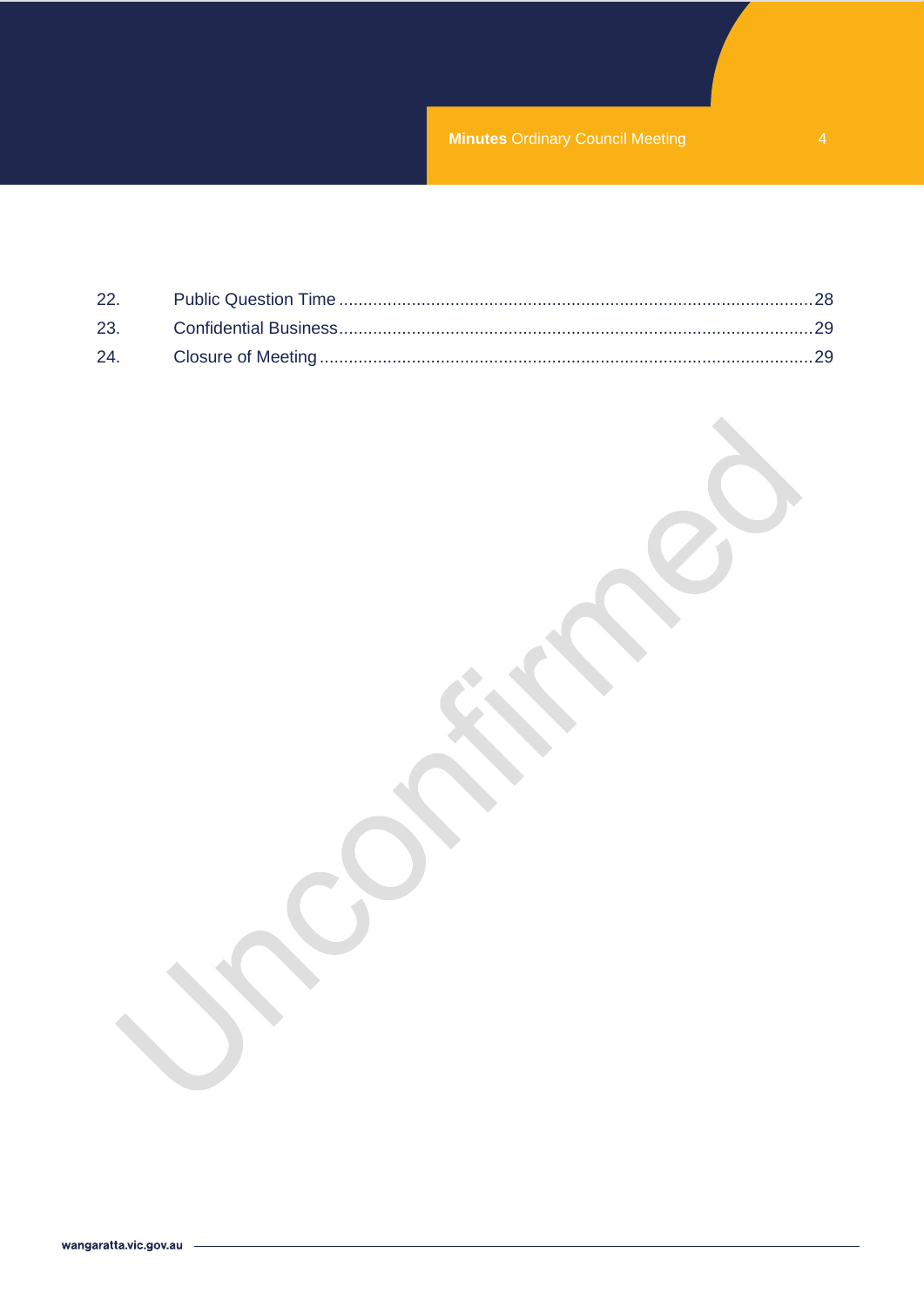| | | |
|---|---|---|
| 22. | Public Question Time | 28 |
| 23. | Confidential Business | 29 |
| 24. | Closure of Meeting | 29 |

Unconfirmed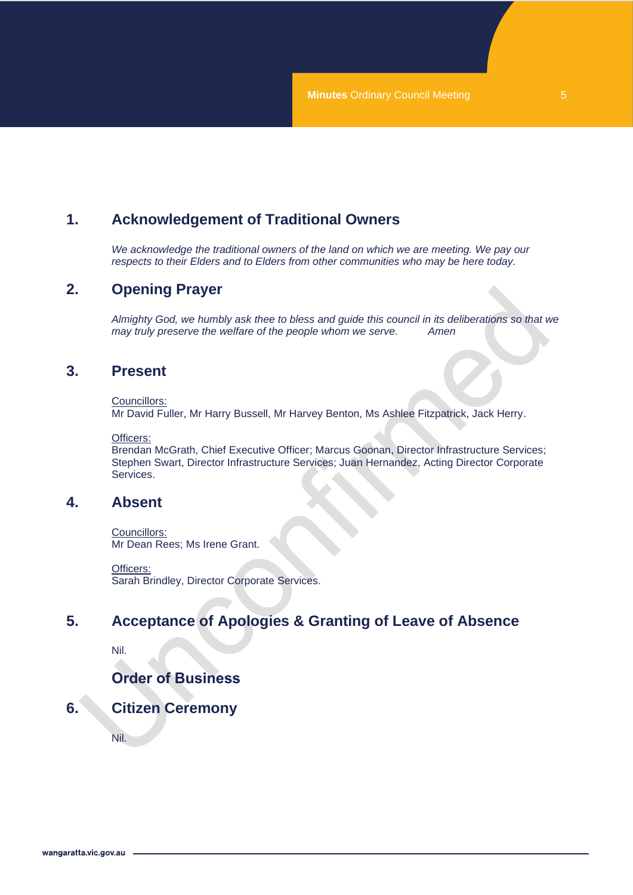## 1. Acknowledgement of Traditional Owners

*We acknowledge the traditional owners of the land on which we are meeting. We pay our respects to their Elders and to Elders from other communities who may be here today.*

## 2. Opening Prayer

*Almighty God, we humbly ask thee to bless and guide this council in its deliberations so that we may truly preserve the welfare of the people whom we serve. Amen*

## 3. Present

Councillors:
Mr David Fuller, Mr Harry Bussell, Mr Harvey Benton, Ms Ashlee Fitzpatrick, Jack Herry.

Officers:
Brendan McGrath, Chief Executive Officer; Marcus Goonan, Director Infrastructure Services; Stephen Swart, Director Infrastructure Services; Juan Hernandez, Acting Director Corporate Services.

## 4. Absent

Councillors:
Mr Dean Rees; Ms Irene Grant.

Officers:
Sarah Brindley, Director Corporate Services.

## 5. Acceptance of Apologies & Granting of Leave of Absence

Nil.

## Order of Business

## 6. Citizen Ceremony

Nil.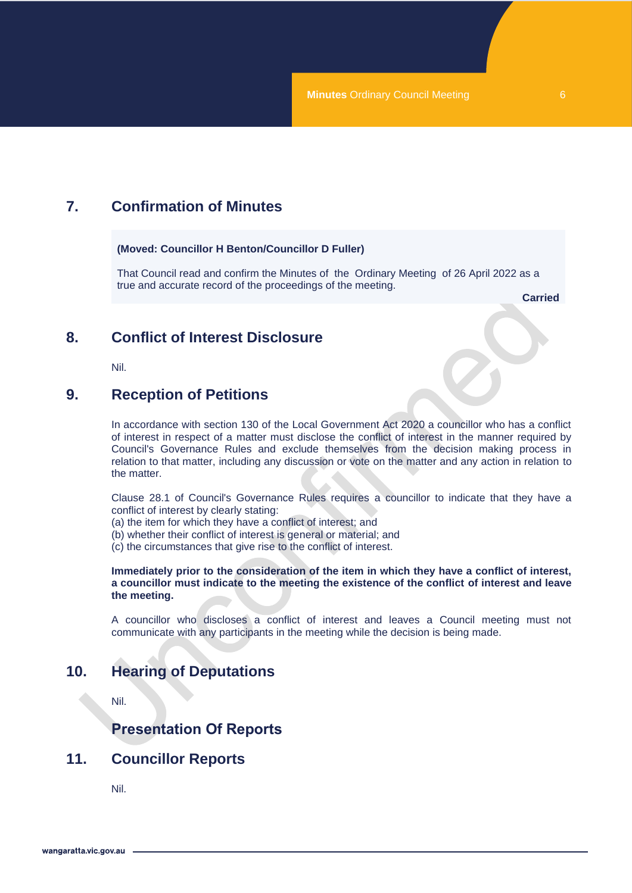## 7. Confirmation of Minutes

**(Moved: Councillor H Benton/Councillor D Fuller)**

That Council read and confirm the Minutes of the Ordinary Meeting of 26 April 2022 as a true and accurate record of the proceedings of the meeting.

**Carried**

## 8. Conflict of Interest Disclosure

Nil.

## 9. Reception of Petitions

In accordance with section 130 of the Local Government Act 2020 a councillor who has a conflict of interest in respect of a matter must disclose the conflict of interest in the manner required by Council's Governance Rules and exclude themselves from the decision making process in relation to that matter, including any discussion or vote on the matter and any action in relation to the matter.

Clause 28.1 of Council's Governance Rules requires a councillor to indicate that they have a conflict of interest by clearly stating:
(a) the item for which they have a conflict of interest; and
(b) whether their conflict of interest is general or material; and
(c) the circumstances that give rise to the conflict of interest.

**Immediately prior to the consideration of the item in which they have a conflict of interest, a councillor must indicate to the meeting the existence of the conflict of interest and leave the meeting.**

A councillor who discloses a conflict of interest and leaves a Council meeting must not communicate with any participants in the meeting while the decision is being made.

## 10. Hearing of Deputations

Nil.

## Presentation Of Reports

## 11. Councillor Reports

Nil.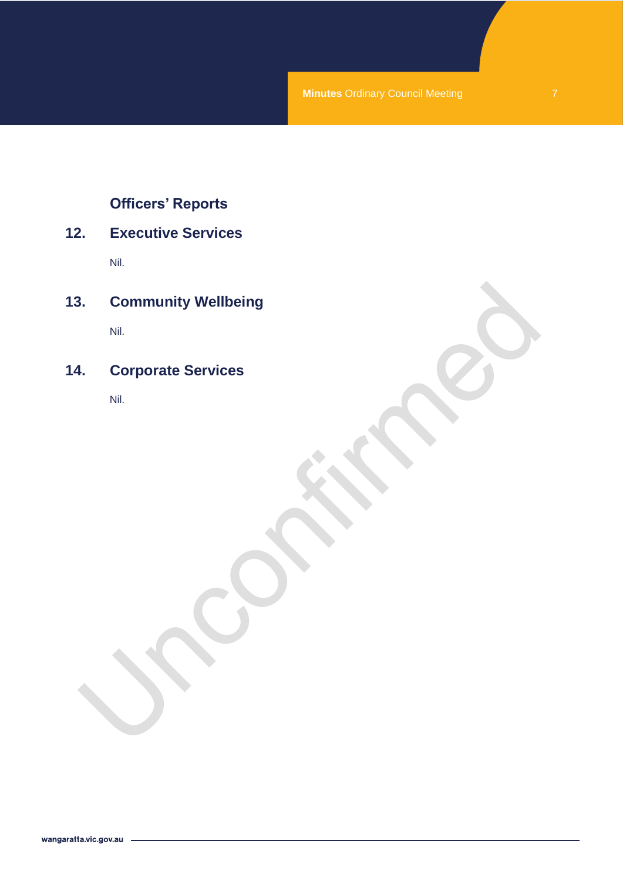## Officers' Reports

## 12. Executive Services

Nil.

## 13. Community Wellbeing

Nil.

## 14. Corporate Services

Nil.

Unconfirmed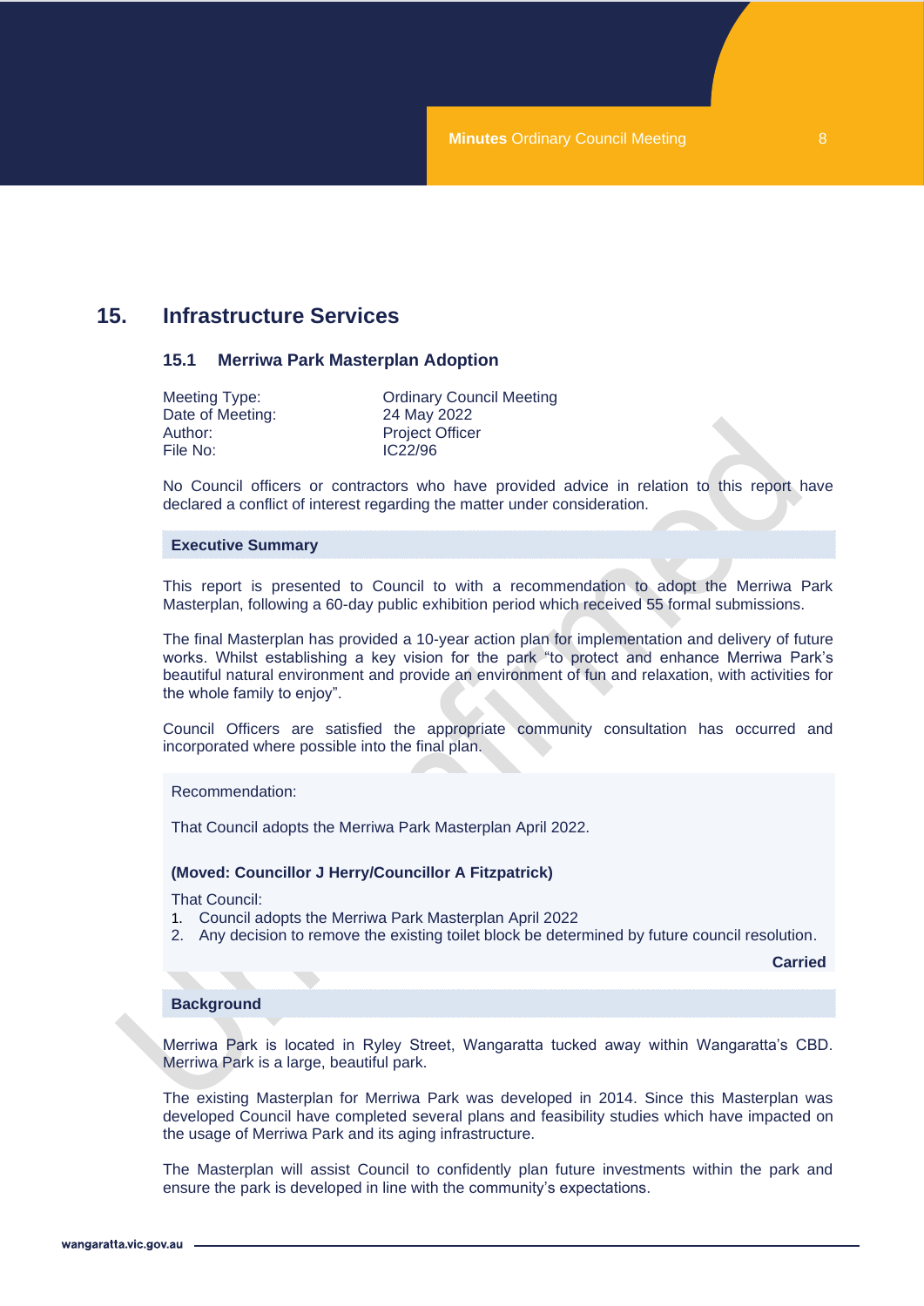## 15. Infrastructure Services

### 15.1 Merriwa Park Masterplan Adoption

| | |
|---|---|
| Meeting Type: | Ordinary Council Meeting |
| Date of Meeting: | 24 May 2022 |
| Author: | Project Officer |
| File No: | IC22/96 |

No Council officers or contractors who have provided advice in relation to this report have declared a conflict of interest regarding the matter under consideration.

**Executive Summary**

This report is presented to Council to with a recommendation to adopt the Merriwa Park Masterplan, following a 60-day public exhibition period which received 55 formal submissions.

The final Masterplan has provided a 10-year action plan for implementation and delivery of future works. Whilst establishing a key vision for the park "to protect and enhance Merriwa Park's beautiful natural environment and provide an environment of fun and relaxation, with activities for the whole family to enjoy".

Council Officers are satisfied the appropriate community consultation has occurred and incorporated where possible into the final plan.

Recommendation:

That Council adopts the Merriwa Park Masterplan April 2022.

**(Moved: Councillor J Herry/Councillor A Fitzpatrick)**

That Council:
1. Council adopts the Merriwa Park Masterplan April 2022
2. Any decision to remove the existing toilet block be determined by future council resolution.

**Carried**

**Background**

Merriwa Park is located in Ryley Street, Wangaratta tucked away within Wangaratta's CBD. Merriwa Park is a large, beautiful park.

The existing Masterplan for Merriwa Park was developed in 2014. Since this Masterplan was developed Council have completed several plans and feasibility studies which have impacted on the usage of Merriwa Park and its aging infrastructure.

The Masterplan will assist Council to confidently plan future investments within the park and ensure the park is developed in line with the community's expectations.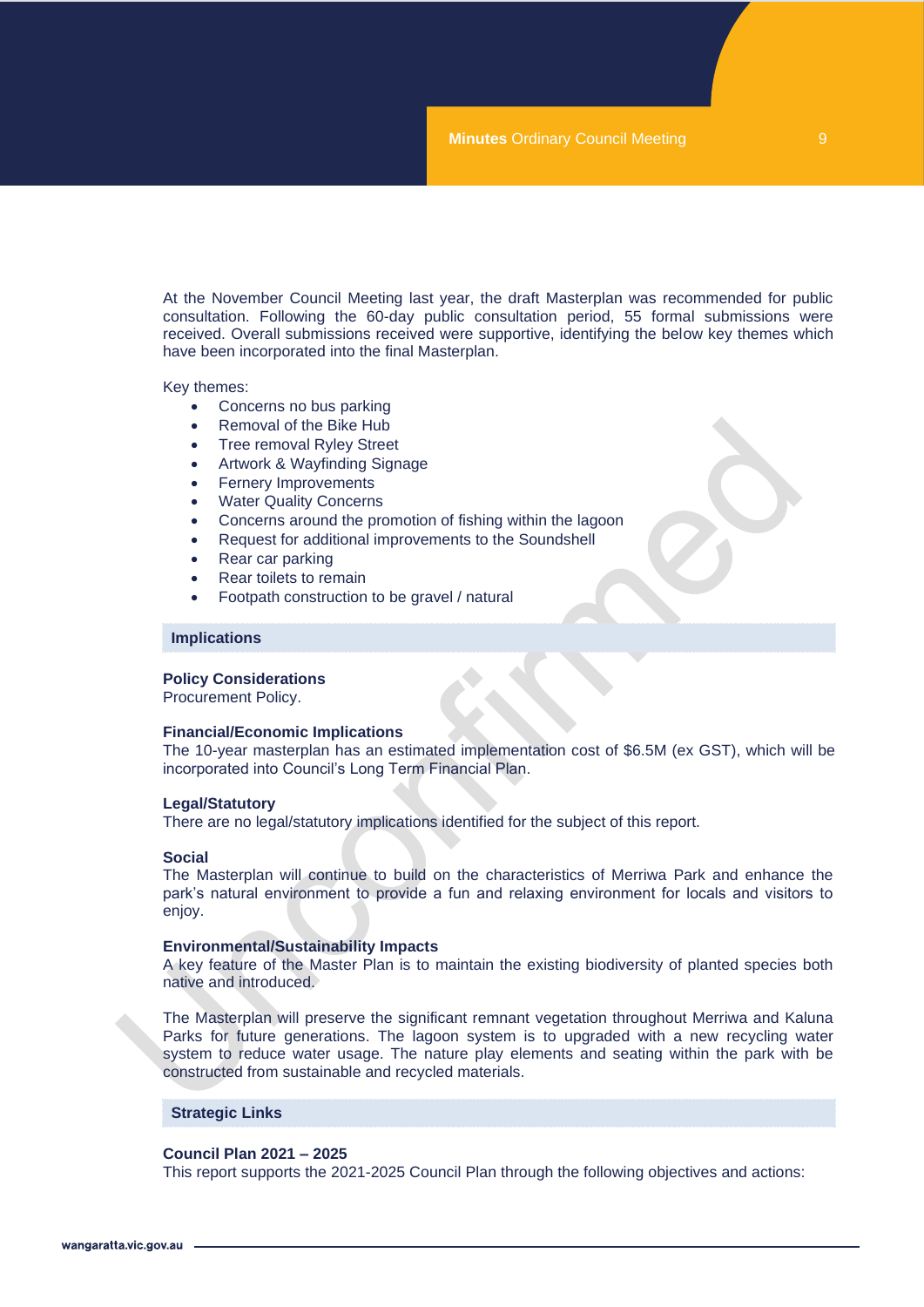At the November Council Meeting last year, the draft Masterplan was recommended for public consultation. Following the 60-day public consultation period, 55 formal submissions were received. Overall submissions received were supportive, identifying the below key themes which have been incorporated into the final Masterplan.

Key themes:

- Concerns no bus parking
- Removal of the Bike Hub
- Tree removal Ryley Street
- Artwork & Wayfinding Signage
- Fernery Improvements
- Water Quality Concerns
- Concerns around the promotion of fishing within the lagoon
- Request for additional improvements to the Soundshell
- Rear car parking
- Rear toilets to remain
- Footpath construction to be gravel / natural

## Implications

**Policy Considerations**
Procurement Policy.

**Financial/Economic Implications**
The 10-year masterplan has an estimated implementation cost of $6.5M (ex GST), which will be incorporated into Council's Long Term Financial Plan.

**Legal/Statutory**
There are no legal/statutory implications identified for the subject of this report.

**Social**
The Masterplan will continue to build on the characteristics of Merriwa Park and enhance the park's natural environment to provide a fun and relaxing environment for locals and visitors to enjoy.

**Environmental/Sustainability Impacts**
A key feature of the Master Plan is to maintain the existing biodiversity of planted species both native and introduced.

The Masterplan will preserve the significant remnant vegetation throughout Merriwa and Kaluna Parks for future generations. The lagoon system is to upgraded with a new recycling water system to reduce water usage. The nature play elements and seating within the park with be constructed from sustainable and recycled materials.

## Strategic Links

**Council Plan 2021 – 2025**
This report supports the 2021-2025 Council Plan through the following objectives and actions: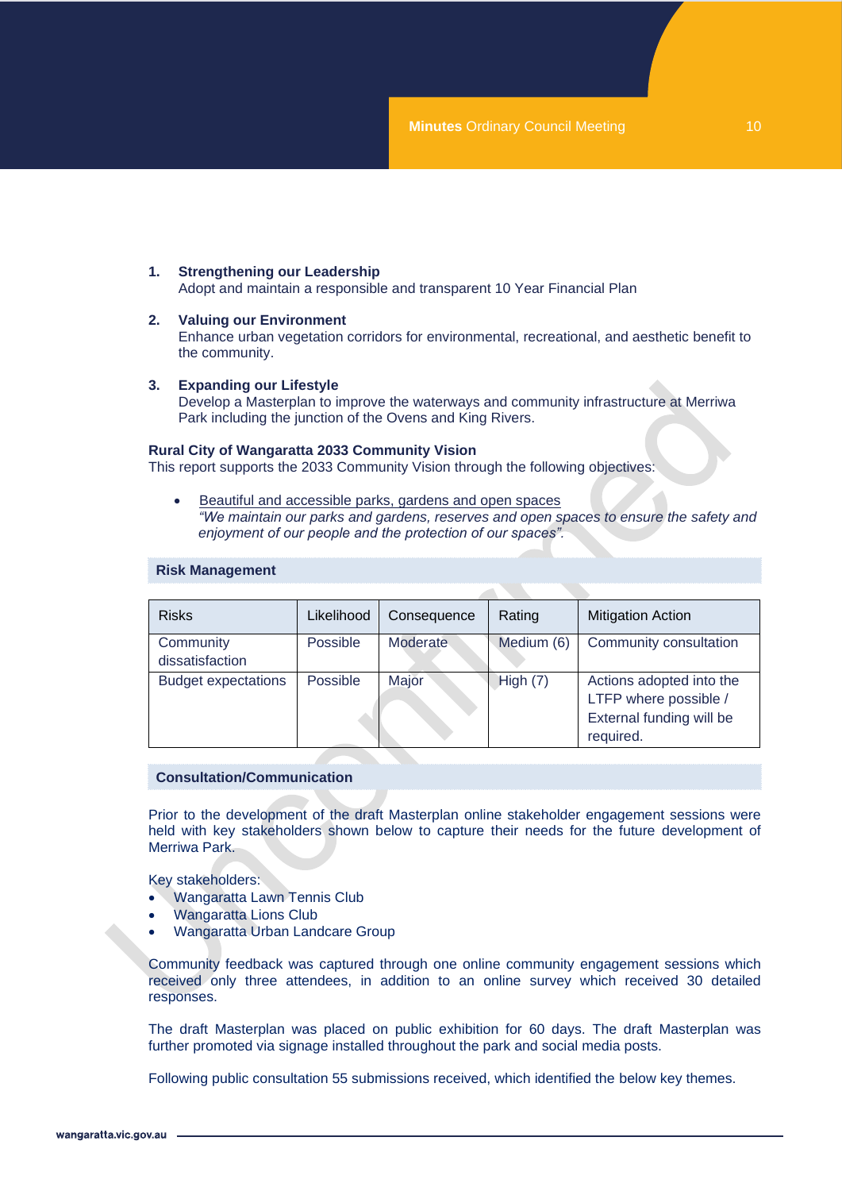1. **Strengthening our Leadership**
   Adopt and maintain a responsible and transparent 10 Year Financial Plan

2. **Valuing our Environment**
   Enhance urban vegetation corridors for environmental, recreational, and aesthetic benefit to the community.

3. **Expanding our Lifestyle**
   Develop a Masterplan to improve the waterways and community infrastructure at Merriwa Park including the junction of the Ovens and King Rivers.

**Rural City of Wangaratta 2033 Community Vision**
This report supports the 2033 Community Vision through the following objectives:

- Beautiful and accessible parks, gardens and open spaces
  *"We maintain our parks and gardens, reserves and open spaces to ensure the safety and enjoyment of our people and the protection of our spaces".*

## Risk Management

| Risks | Likelihood | Consequence | Rating | Mitigation Action |
|---|---|---|---|---|
| Community dissatisfaction | Possible | Moderate | Medium (6) | Community consultation |
| Budget expectations | Possible | Major | High (7) | Actions adopted into the LTFP where possible / External funding will be required. |

## Consultation/Communication

Prior to the development of the draft Masterplan online stakeholder engagement sessions were held with key stakeholders shown below to capture their needs for the future development of Merriwa Park.

Key stakeholders:

- Wangaratta Lawn Tennis Club
- Wangaratta Lions Club
- Wangaratta Urban Landcare Group

Community feedback was captured through one online community engagement sessions which received only three attendees, in addition to an online survey which received 30 detailed responses.

The draft Masterplan was placed on public exhibition for 60 days. The draft Masterplan was further promoted via signage installed throughout the park and social media posts.

Following public consultation 55 submissions received, which identified the below key themes.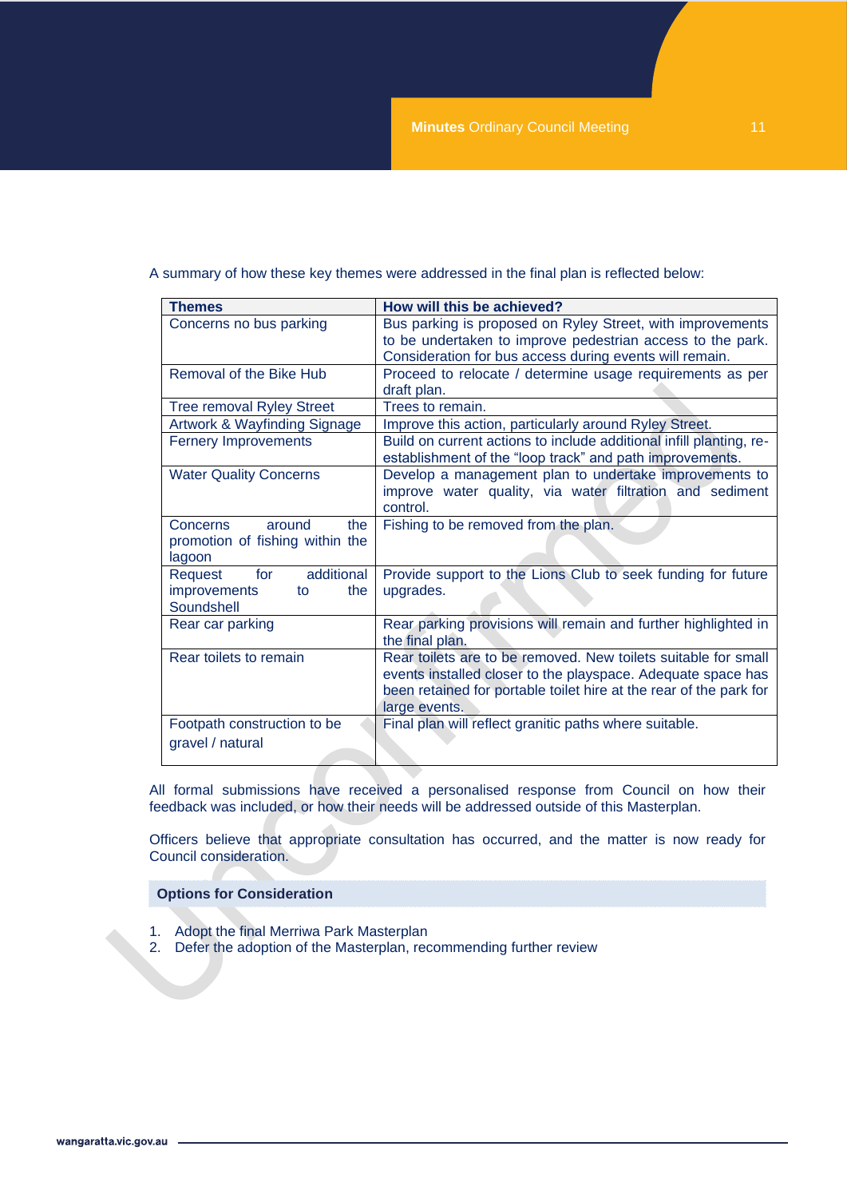A summary of how these key themes were addressed in the final plan is reflected below:

| Themes | How will this be achieved? |
|---|---|
| Concerns no bus parking | Bus parking is proposed on Ryley Street, with improvements to be undertaken to improve pedestrian access to the park. Consideration for bus access during events will remain. |
| Removal of the Bike Hub | Proceed to relocate / determine usage requirements as per draft plan. |
| Tree removal Ryley Street | Trees to remain. |
| Artwork & Wayfinding Signage | Improve this action, particularly around Ryley Street. |
| Fernery Improvements | Build on current actions to include additional infill planting, re-establishment of the "loop track" and path improvements. |
| Water Quality Concerns | Develop a management plan to undertake improvements to improve water quality, via water filtration and sediment control. |
| Concerns around the promotion of fishing within the lagoon | Fishing to be removed from the plan. |
| Request for additional improvements to the Soundshell | Provide support to the Lions Club to seek funding for future upgrades. |
| Rear car parking | Rear parking provisions will remain and further highlighted in the final plan. |
| Rear toilets to remain | Rear toilets are to be removed. New toilets suitable for small events installed closer to the playspace. Adequate space has been retained for portable toilet hire at the rear of the park for large events. |
| Footpath construction to be gravel / natural | Final plan will reflect granitic paths where suitable. |

All formal submissions have received a personalised response from Council on how their feedback was included, or how their needs will be addressed outside of this Masterplan.

Officers believe that appropriate consultation has occurred, and the matter is now ready for Council consideration.

## Options for Consideration

1. Adopt the final Merriwa Park Masterplan
2. Defer the adoption of the Masterplan, recommending further review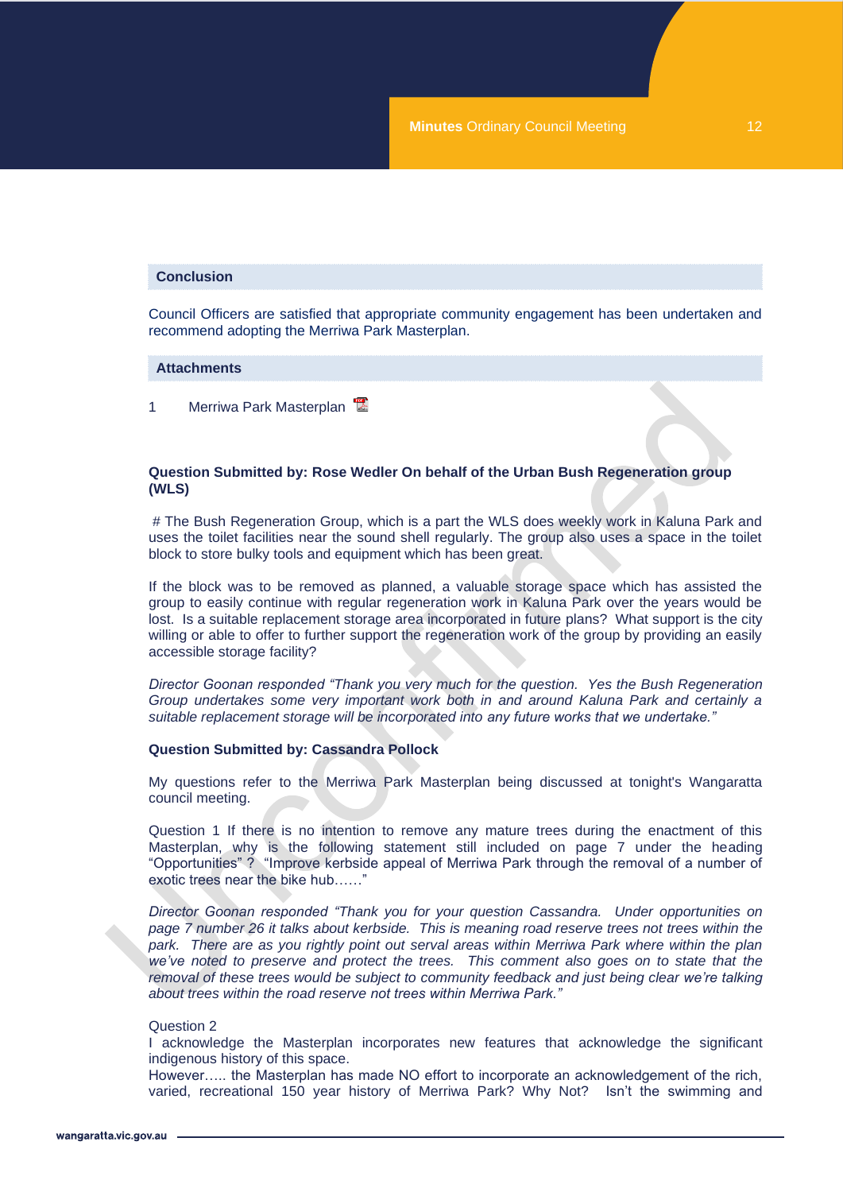## Conclusion

Council Officers are satisfied that appropriate community engagement has been undertaken and recommend adopting the Merriwa Park Masterplan.

## Attachments

1 Merriwa Park Masterplan

**Question Submitted by: Rose Wedler On behalf of the Urban Bush Regeneration group (WLS)**

# The Bush Regeneration Group, which is a part the WLS does weekly work in Kaluna Park and uses the toilet facilities near the sound shell regularly. The group also uses a space in the toilet block to store bulky tools and equipment which has been great.

If the block was to be removed as planned, a valuable storage space which has assisted the group to easily continue with regular regeneration work in Kaluna Park over the years would be lost. Is a suitable replacement storage area incorporated in future plans? What support is the city willing or able to offer to further support the regeneration work of the group by providing an easily accessible storage facility?

*Director Goonan responded "Thank you very much for the question. Yes the Bush Regeneration Group undertakes some very important work both in and around Kaluna Park and certainly a suitable replacement storage will be incorporated into any future works that we undertake."*

**Question Submitted by: Cassandra Pollock**

My questions refer to the Merriwa Park Masterplan being discussed at tonight's Wangaratta council meeting.

Question 1 If there is no intention to remove any mature trees during the enactment of this Masterplan, why is the following statement still included on page 7 under the heading "Opportunities" ? "Improve kerbside appeal of Merriwa Park through the removal of a number of exotic trees near the bike hub……"

*Director Goonan responded "Thank you for your question Cassandra. Under opportunities on page 7 number 26 it talks about kerbside. This is meaning road reserve trees not trees within the park. There are as you rightly point out serval areas within Merriwa Park where within the plan we've noted to preserve and protect the trees. This comment also goes on to state that the removal of these trees would be subject to community feedback and just being clear we're talking about trees within the road reserve not trees within Merriwa Park."*

Question 2
I acknowledge the Masterplan incorporates new features that acknowledge the significant indigenous history of this space.
However….. the Masterplan has made NO effort to incorporate an acknowledgement of the rich, varied, recreational 150 year history of Merriwa Park? Why Not? Isn't the swimming and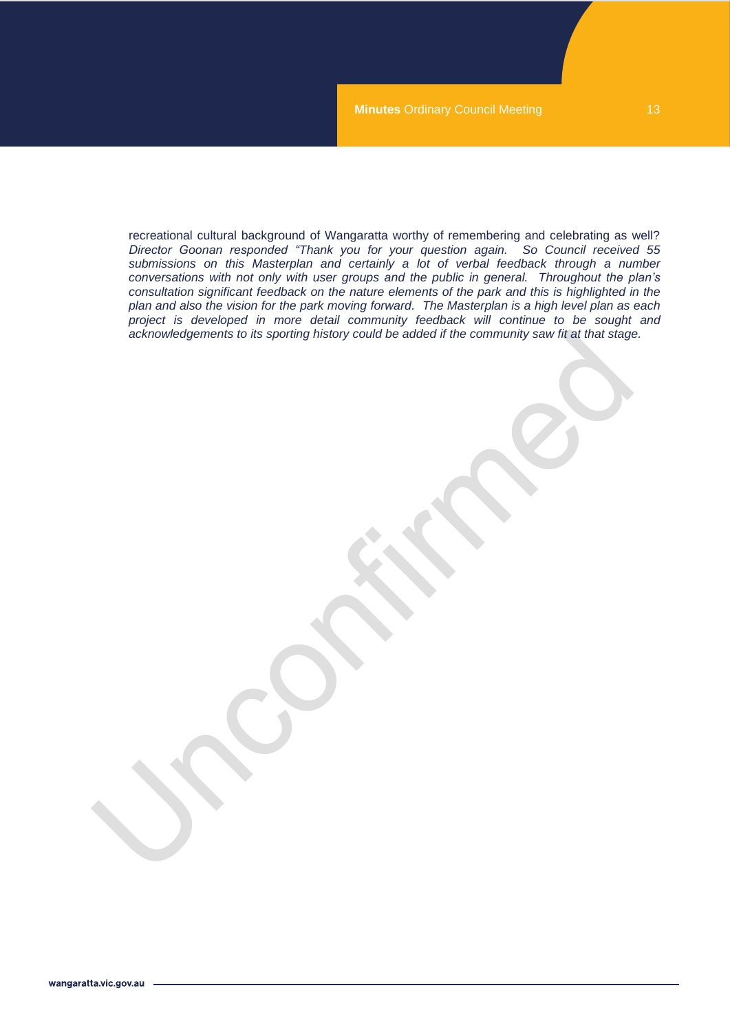recreational cultural background of Wangaratta worthy of remembering and celebrating as well? *Director Goonan responded "Thank you for your question again. So Council received 55 submissions on this Masterplan and certainly a lot of verbal feedback through a number conversations with not only with user groups and the public in general. Throughout the plan's consultation significant feedback on the nature elements of the park and this is highlighted in the plan and also the vision for the park moving forward. The Masterplan is a high level plan as each project is developed in more detail community feedback will continue to be sought and acknowledgements to its sporting history could be added if the community saw fit at that stage.*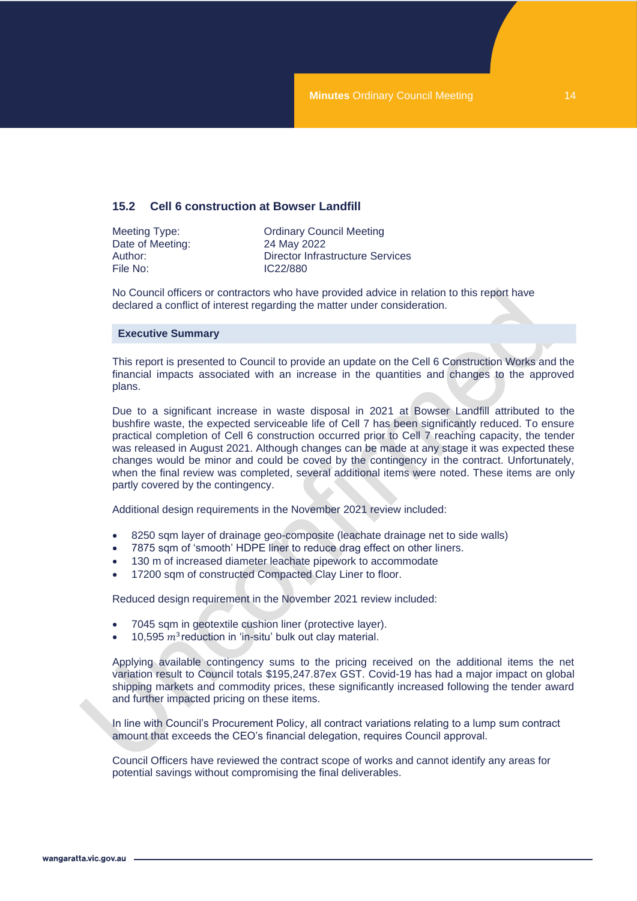## 15.2 Cell 6 construction at Bowser Landfill

| | |
|---|---|
| Meeting Type: | Ordinary Council Meeting |
| Date of Meeting: | 24 May 2022 |
| Author: | Director Infrastructure Services |
| File No: | IC22/880 |

No Council officers or contractors who have provided advice in relation to this report have declared a conflict of interest regarding the matter under consideration.

### Executive Summary

This report is presented to Council to provide an update on the Cell 6 Construction Works and the financial impacts associated with an increase in the quantities and changes to the approved plans.

Due to a significant increase in waste disposal in 2021 at Bowser Landfill attributed to the bushfire waste, the expected serviceable life of Cell 7 has been significantly reduced. To ensure practical completion of Cell 6 construction occurred prior to Cell 7 reaching capacity, the tender was released in August 2021. Although changes can be made at any stage it was expected these changes would be minor and could be coved by the contingency in the contract. Unfortunately, when the final review was completed, several additional items were noted. These items are only partly covered by the contingency.

Additional design requirements in the November 2021 review included:

- 8250 sqm layer of drainage geo-composite (leachate drainage net to side walls)
- 7875 sqm of 'smooth' HDPE liner to reduce drag effect on other liners.
- 130 m of increased diameter leachate pipework to accommodate
- 17200 sqm of constructed Compacted Clay Liner to floor.

Reduced design requirement in the November 2021 review included:

- 7045 sqm in geotextile cushion liner (protective layer).
- 10,595 $m^3$ reduction in 'in-situ' bulk out clay material.

Applying available contingency sums to the pricing received on the additional items the net variation result to Council totals $195,247.87ex GST. Covid-19 has had a major impact on global shipping markets and commodity prices, these significantly increased following the tender award and further impacted pricing on these items.

In line with Council's Procurement Policy, all contract variations relating to a lump sum contract amount that exceeds the CEO's financial delegation, requires Council approval.

Council Officers have reviewed the contract scope of works and cannot identify any areas for potential savings without compromising the final deliverables.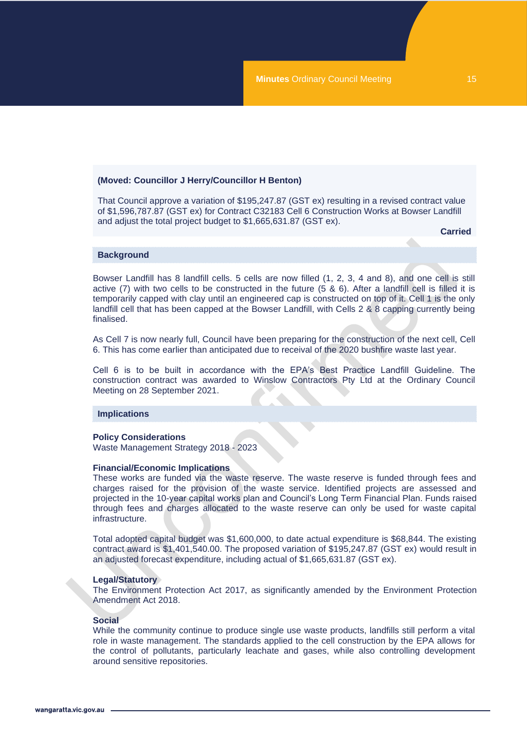**(Moved: Councillor J Herry/Councillor H Benton)**

That Council approve a variation of $195,247.87 (GST ex) resulting in a revised contract value of $1,596,787.87 (GST ex) for Contract C32183 Cell 6 Construction Works at Bowser Landfill and adjust the total project budget to $1,665,631.87 (GST ex).

**Carried**

## Background

Bowser Landfill has 8 landfill cells. 5 cells are now filled (1, 2, 3, 4 and 8), and one cell is still active (7) with two cells to be constructed in the future (5 & 6). After a landfill cell is filled it is temporarily capped with clay until an engineered cap is constructed on top of it. Cell 1 is the only landfill cell that has been capped at the Bowser Landfill, with Cells 2 & 8 capping currently being finalised.

As Cell 7 is now nearly full, Council have been preparing for the construction of the next cell, Cell 6. This has come earlier than anticipated due to receival of the 2020 bushfire waste last year.

Cell 6 is to be built in accordance with the EPA's Best Practice Landfill Guideline. The construction contract was awarded to Winslow Contractors Pty Ltd at the Ordinary Council Meeting on 28 September 2021.

## Implications

**Policy Considerations**
Waste Management Strategy 2018 - 2023

**Financial/Economic Implications**
These works are funded via the waste reserve. The waste reserve is funded through fees and charges raised for the provision of the waste service. Identified projects are assessed and projected in the 10-year capital works plan and Council's Long Term Financial Plan. Funds raised through fees and charges allocated to the waste reserve can only be used for waste capital infrastructure.

Total adopted capital budget was $1,600,000, to date actual expenditure is $68,844. The existing contract award is $1,401,540.00. The proposed variation of $195,247.87 (GST ex) would result in an adjusted forecast expenditure, including actual of $1,665,631.87 (GST ex).

**Legal/Statutory**
The Environment Protection Act 2017, as significantly amended by the Environment Protection Amendment Act 2018.

**Social**
While the community continue to produce single use waste products, landfills still perform a vital role in waste management. The standards applied to the cell construction by the EPA allows for the control of pollutants, particularly leachate and gases, while also controlling development around sensitive repositories.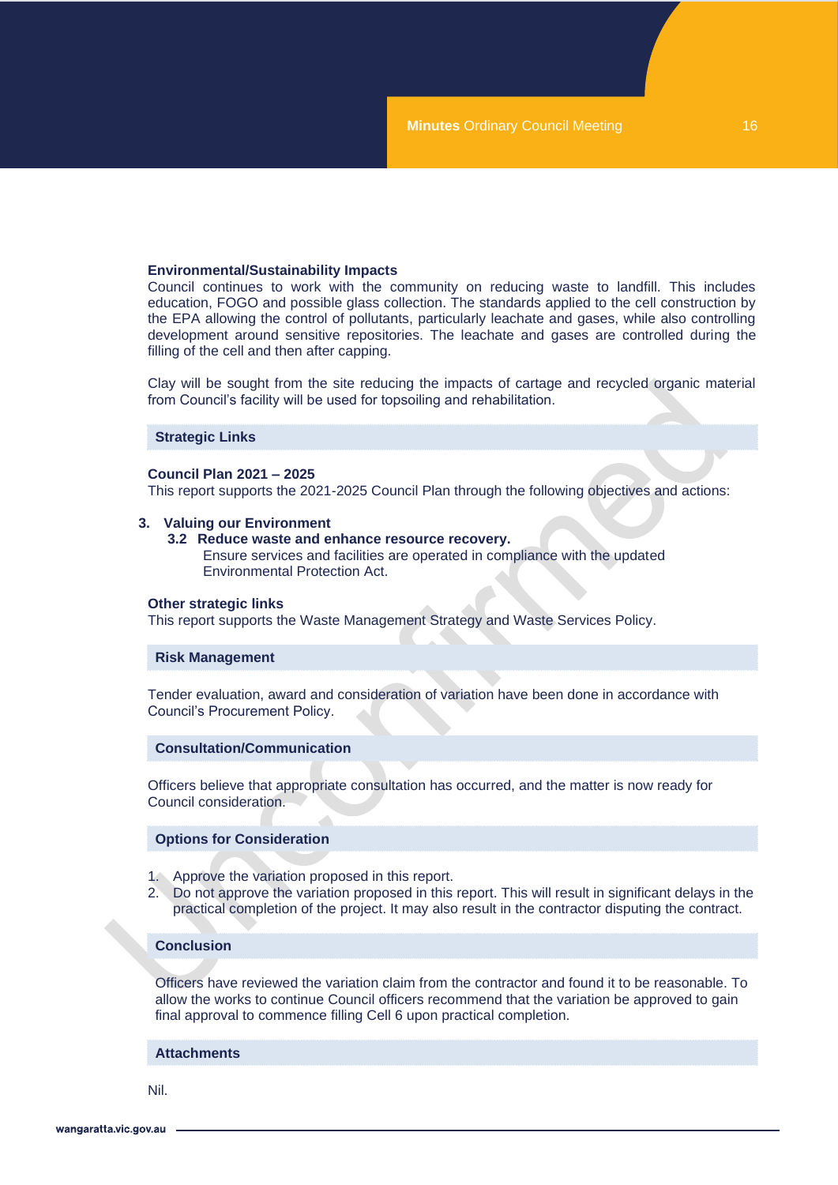**Environmental/Sustainability Impacts**

Council continues to work with the community on reducing waste to landfill. This includes education, FOGO and possible glass collection. The standards applied to the cell construction by the EPA allowing the control of pollutants, particularly leachate and gases, while also controlling development around sensitive repositories. The leachate and gases are controlled during the filling of the cell and then after capping.

Clay will be sought from the site reducing the impacts of cartage and recycled organic material from Council's facility will be used for topsoiling and rehabilitation.

## Strategic Links

**Council Plan 2021 – 2025**

This report supports the 2021-2025 Council Plan through the following objectives and actions:

**3. Valuing our Environment**

**3.2 Reduce waste and enhance resource recovery.**

Ensure services and facilities are operated in compliance with the updated Environmental Protection Act.

**Other strategic links**

This report supports the Waste Management Strategy and Waste Services Policy.

## Risk Management

Tender evaluation, award and consideration of variation have been done in accordance with Council's Procurement Policy.

## Consultation/Communication

Officers believe that appropriate consultation has occurred, and the matter is now ready for Council consideration.

## Options for Consideration

1. Approve the variation proposed in this report.
2. Do not approve the variation proposed in this report. This will result in significant delays in the practical completion of the project. It may also result in the contractor disputing the contract.

## Conclusion

Officers have reviewed the variation claim from the contractor and found it to be reasonable. To allow the works to continue Council officers recommend that the variation be approved to gain final approval to commence filling Cell 6 upon practical completion.

## Attachments

Nil.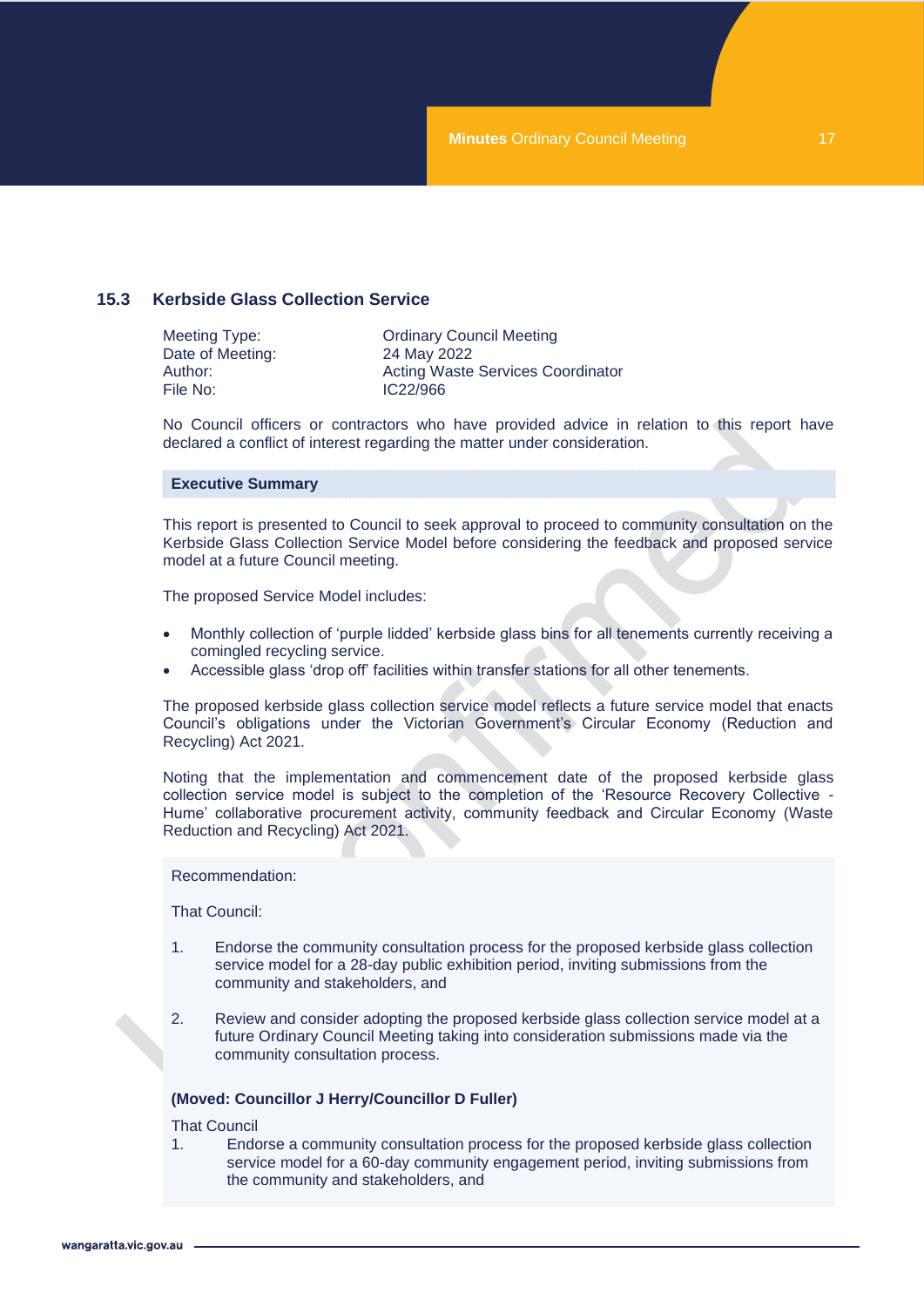## 15.3 Kerbside Glass Collection Service

| | |
|---|---|
| Meeting Type: | Ordinary Council Meeting |
| Date of Meeting: | 24 May 2022 |
| Author: | Acting Waste Services Coordinator |
| File No: | IC22/966 |

No Council officers or contractors who have provided advice in relation to this report have declared a conflict of interest regarding the matter under consideration.

### Executive Summary

This report is presented to Council to seek approval to proceed to community consultation on the Kerbside Glass Collection Service Model before considering the feedback and proposed service model at a future Council meeting.

The proposed Service Model includes:

- Monthly collection of 'purple lidded' kerbside glass bins for all tenements currently receiving a comingled recycling service.
- Accessible glass 'drop off' facilities within transfer stations for all other tenements.

The proposed kerbside glass collection service model reflects a future service model that enacts Council's obligations under the Victorian Government's Circular Economy (Reduction and Recycling) Act 2021.

Noting that the implementation and commencement date of the proposed kerbside glass collection service model is subject to the completion of the 'Resource Recovery Collective - Hume' collaborative procurement activity, community feedback and Circular Economy (Waste Reduction and Recycling) Act 2021.

Recommendation:

That Council:

1. Endorse the community consultation process for the proposed kerbside glass collection service model for a 28-day public exhibition period, inviting submissions from the community and stakeholders, and

2. Review and consider adopting the proposed kerbside glass collection service model at a future Ordinary Council Meeting taking into consideration submissions made via the community consultation process.

**(Moved: Councillor J Herry/Councillor D Fuller)**

That Council

1. Endorse a community consultation process for the proposed kerbside glass collection service model for a 60-day community engagement period, inviting submissions from the community and stakeholders, and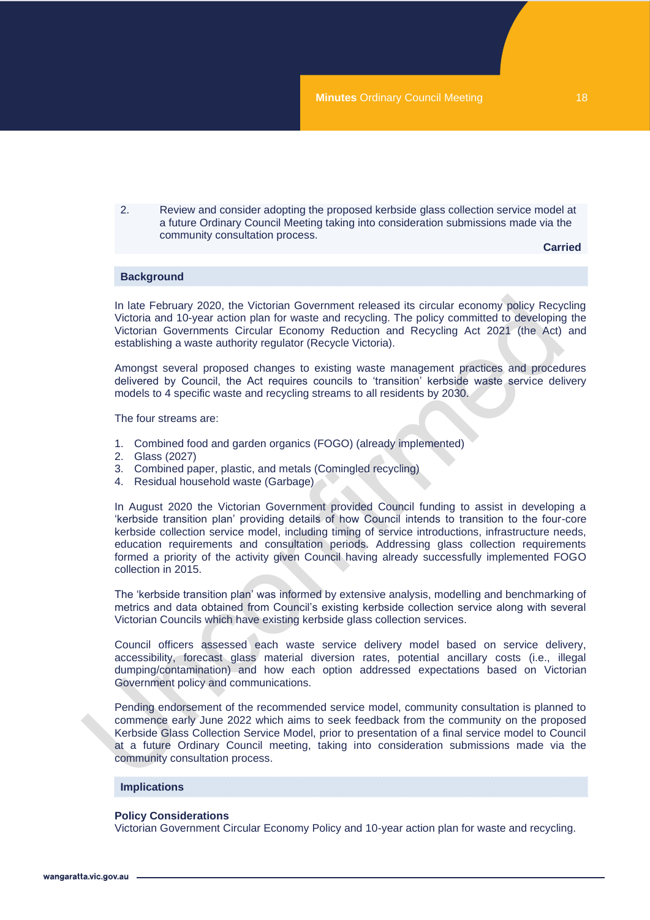2. Review and consider adopting the proposed kerbside glass collection service model at a future Ordinary Council Meeting taking into consideration submissions made via the community consultation process.

**Carried**

## Background

In late February 2020, the Victorian Government released its circular economy policy Recycling Victoria and 10-year action plan for waste and recycling. The policy committed to developing the Victorian Governments Circular Economy Reduction and Recycling Act 2021 (the Act) and establishing a waste authority regulator (Recycle Victoria).

Amongst several proposed changes to existing waste management practices and procedures delivered by Council, the Act requires councils to 'transition' kerbside waste service delivery models to 4 specific waste and recycling streams to all residents by 2030.

The four streams are:

1. Combined food and garden organics (FOGO) (already implemented)
2. Glass (2027)
3. Combined paper, plastic, and metals (Comingled recycling)
4. Residual household waste (Garbage)

In August 2020 the Victorian Government provided Council funding to assist in developing a 'kerbside transition plan' providing details of how Council intends to transition to the four-core kerbside collection service model, including timing of service introductions, infrastructure needs, education requirements and consultation periods. Addressing glass collection requirements formed a priority of the activity given Council having already successfully implemented FOGO collection in 2015.

The 'kerbside transition plan' was informed by extensive analysis, modelling and benchmarking of metrics and data obtained from Council's existing kerbside collection service along with several Victorian Councils which have existing kerbside glass collection services.

Council officers assessed each waste service delivery model based on service delivery, accessibility, forecast glass material diversion rates, potential ancillary costs (i.e., illegal dumping/contamination) and how each option addressed expectations based on Victorian Government policy and communications.

Pending endorsement of the recommended service model, community consultation is planned to commence early June 2022 which aims to seek feedback from the community on the proposed Kerbside Glass Collection Service Model, prior to presentation of a final service model to Council at a future Ordinary Council meeting, taking into consideration submissions made via the community consultation process.

## Implications

### Policy Considerations

Victorian Government Circular Economy Policy and 10-year action plan for waste and recycling.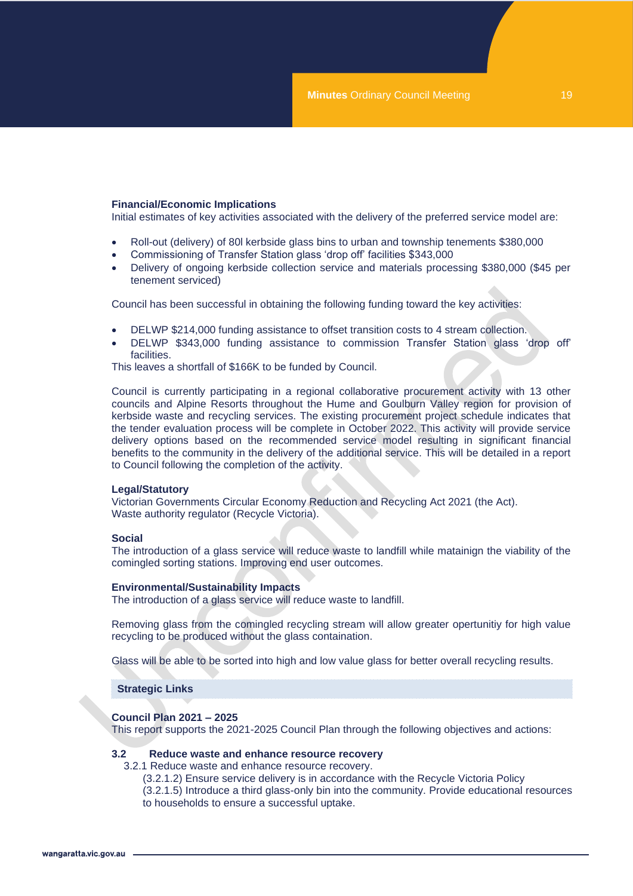**Financial/Economic Implications**
Initial estimates of key activities associated with the delivery of the preferred service model are:

- Roll-out (delivery) of 80l kerbside glass bins to urban and township tenements $380,000
- Commissioning of Transfer Station glass 'drop off' facilities $343,000
- Delivery of ongoing kerbside collection service and materials processing $380,000 ($45 per tenement serviced)

Council has been successful in obtaining the following funding toward the key activities:

- DELWP $214,000 funding assistance to offset transition costs to 4 stream collection.
- DELWP $343,000 funding assistance to commission Transfer Station glass 'drop off' facilities.

This leaves a shortfall of $166K to be funded by Council.

Council is currently participating in a regional collaborative procurement activity with 13 other councils and Alpine Resorts throughout the Hume and Goulburn Valley region for provision of kerbside waste and recycling services. The existing procurement project schedule indicates that the tender evaluation process will be complete in October 2022. This activity will provide service delivery options based on the recommended service model resulting in significant financial benefits to the community in the delivery of the additional service. This will be detailed in a report to Council following the completion of the activity.

**Legal/Statutory**
Victorian Governments Circular Economy Reduction and Recycling Act 2021 (the Act).
Waste authority regulator (Recycle Victoria).

**Social**
The introduction of a glass service will reduce waste to landfill while matainign the viability of the comingled sorting stations. Improving end user outcomes.

**Environmental/Sustainability Impacts**
The introduction of a glass service will reduce waste to landfill.

Removing glass from the comingled recycling stream will allow greater opertunitiy for high value recycling to be produced without the glass containation.

Glass will be able to be sorted into high and low value glass for better overall recycling results.

## Strategic Links

**Council Plan 2021 – 2025**
This report supports the 2021-2025 Council Plan through the following objectives and actions:

**3.2 Reduce waste and enhance resource recovery**

3.2.1 Reduce waste and enhance resource recovery.

(3.2.1.2) Ensure service delivery is in accordance with the Recycle Victoria Policy
(3.2.1.5) Introduce a third glass-only bin into the community. Provide educational resources to households to ensure a successful uptake.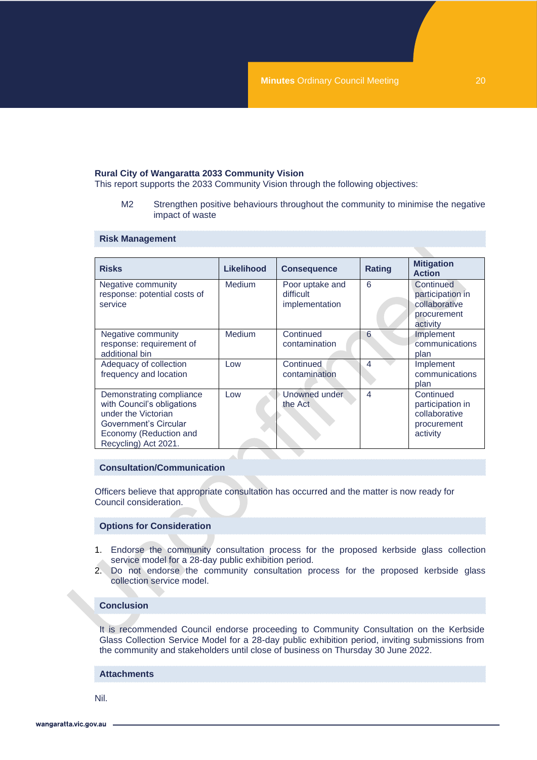**Rural City of Wangaratta 2033 Community Vision**
This report supports the 2033 Community Vision through the following objectives:

M2 Strengthen positive behaviours throughout the community to minimise the negative impact of waste

## Risk Management

| Risks | Likelihood | Consequence | Rating | Mitigation Action |
|---|---|---|---|---|
| Negative community response: potential costs of service | Medium | Poor uptake and difficult implementation | 6 | Continued participation in collaborative procurement activity |
| Negative community response: requirement of additional bin | Medium | Continued contamination | 6 | Implement communications plan |
| Adequacy of collection frequency and location | Low | Continued contamination | 4 | Implement communications plan |
| Demonstrating compliance with Council's obligations under the Victorian Government's Circular Economy (Reduction and Recycling) Act 2021. | Low | Unowned under the Act | 4 | Continued participation in collaborative procurement activity |

## Consultation/Communication

Officers believe that appropriate consultation has occurred and the matter is now ready for Council consideration.

## Options for Consideration

1. Endorse the community consultation process for the proposed kerbside glass collection service model for a 28-day public exhibition period.
2. Do not endorse the community consultation process for the proposed kerbside glass collection service model.

## Conclusion

It is recommended Council endorse proceeding to Community Consultation on the Kerbside Glass Collection Service Model for a 28-day public exhibition period, inviting submissions from the community and stakeholders until close of business on Thursday 30 June 2022.

## Attachments

Nil.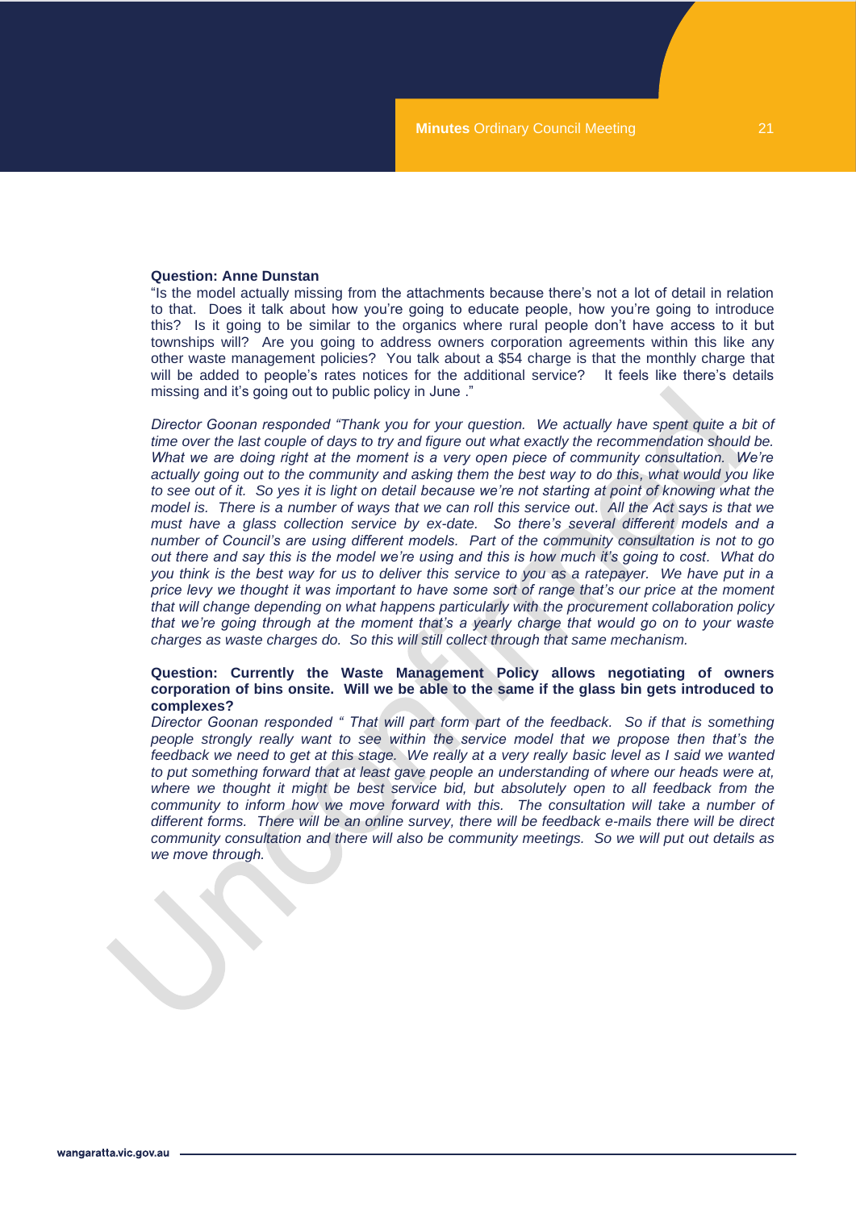**Question: Anne Dunstan**

"Is the model actually missing from the attachments because there's not a lot of detail in relation to that. Does it talk about how you're going to educate people, how you're going to introduce this? Is it going to be similar to the organics where rural people don't have access to it but townships will? Are you going to address owners corporation agreements within this like any other waste management policies? You talk about a $54 charge is that the monthly charge that will be added to people's rates notices for the additional service? It feels like there's details missing and it's going out to public policy in June ."

*Director Goonan responded "Thank you for your question. We actually have spent quite a bit of time over the last couple of days to try and figure out what exactly the recommendation should be. What we are doing right at the moment is a very open piece of community consultation. We're actually going out to the community and asking them the best way to do this, what would you like to see out of it. So yes it is light on detail because we're not starting at point of knowing what the model is. There is a number of ways that we can roll this service out. All the Act says is that we must have a glass collection service by ex-date. So there's several different models and a number of Council's are using different models. Part of the community consultation is not to go out there and say this is the model we're using and this is how much it's going to cost. What do you think is the best way for us to deliver this service to you as a ratepayer. We have put in a price levy we thought it was important to have some sort of range that's our price at the moment that will change depending on what happens particularly with the procurement collaboration policy that we're going through at the moment that's a yearly charge that would go on to your waste charges as waste charges do. So this will still collect through that same mechanism.*

**Question: Currently the Waste Management Policy allows negotiating of owners corporation of bins onsite. Will we be able to the same if the glass bin gets introduced to complexes?**

*Director Goonan responded " That will part form part of the feedback. So if that is something people strongly really want to see within the service model that we propose then that's the feedback we need to get at this stage. We really at a very really basic level as I said we wanted to put something forward that at least gave people an understanding of where our heads were at, where we thought it might be best service bid, but absolutely open to all feedback from the community to inform how we move forward with this. The consultation will take a number of different forms. There will be an online survey, there will be feedback e-mails there will be direct community consultation and there will also be community meetings. So we will put out details as we move through.*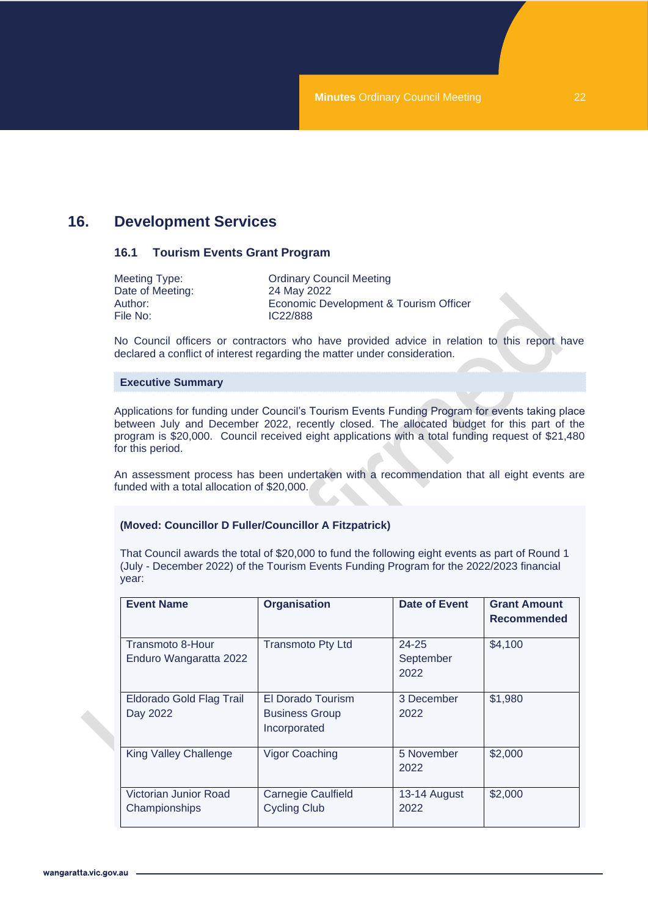# 16. Development Services

## 16.1 Tourism Events Grant Program

| | |
|---|---|
| Meeting Type: | Ordinary Council Meeting |
| Date of Meeting: | 24 May 2022 |
| Author: | Economic Development & Tourism Officer |
| File No: | IC22/888 |

No Council officers or contractors who have provided advice in relation to this report have declared a conflict of interest regarding the matter under consideration.

**Executive Summary**

Applications for funding under Council's Tourism Events Funding Program for events taking place between July and December 2022, recently closed. The allocated budget for this part of the program is $20,000. Council received eight applications with a total funding request of $21,480 for this period.

An assessment process has been undertaken with a recommendation that all eight events are funded with a total allocation of $20,000.

**(Moved: Councillor D Fuller/Councillor A Fitzpatrick)**

That Council awards the total of $20,000 to fund the following eight events as part of Round 1 (July - December 2022) of the Tourism Events Funding Program for the 2022/2023 financial year:

| Event Name | Organisation | Date of Event | Grant Amount Recommended |
|---|---|---|---|
| Transmoto 8-Hour Enduro Wangaratta 2022 | Transmoto Pty Ltd | 24-25 September 2022 | $4,100 |
| Eldorado Gold Flag Trail Day 2022 | El Dorado Tourism Business Group Incorporated | 3 December 2022 | $1,980 |
| King Valley Challenge | Vigor Coaching | 5 November 2022 | $2,000 |
| Victorian Junior Road Championships | Carnegie Caulfield Cycling Club | 13-14 August 2022 | $2,000 |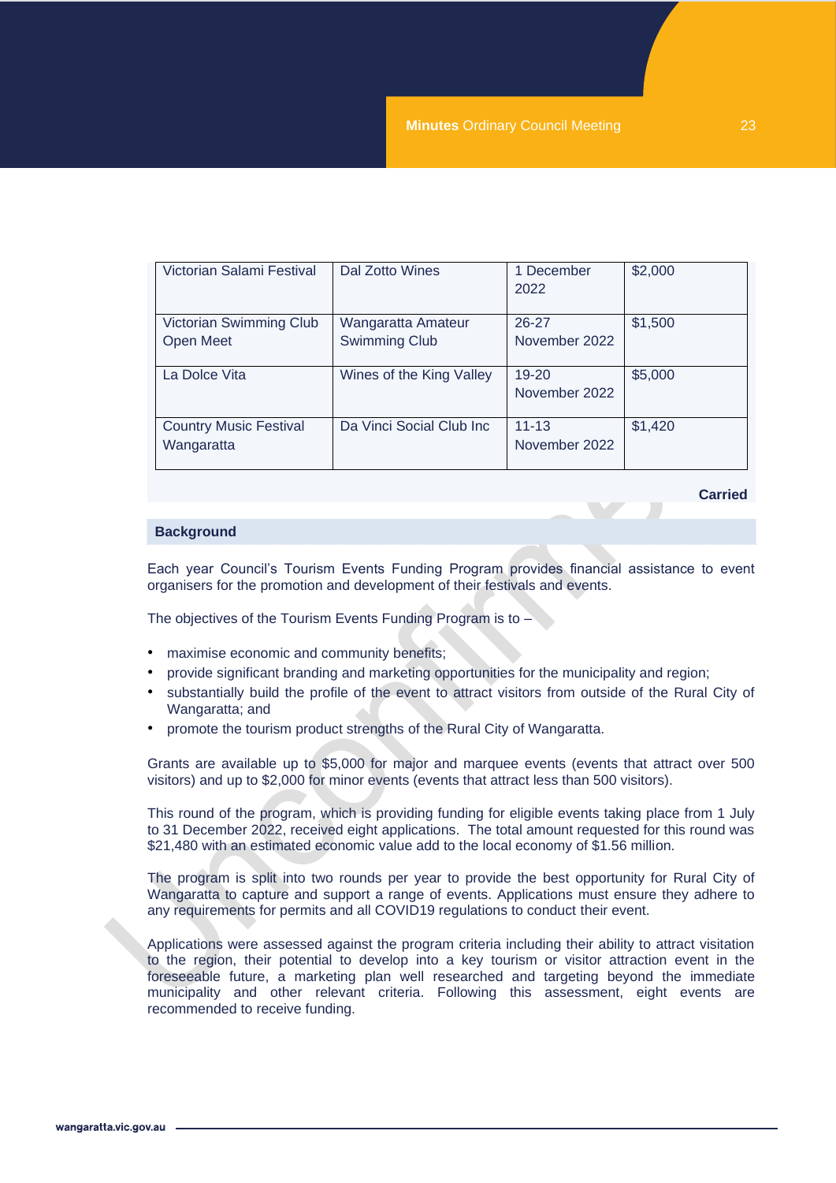| Victorian Salami Festival | Dal Zotto Wines | 1 December 2022 | $2,000 |
|---|---|---|---|
| Victorian Swimming Club Open Meet | Wangaratta Amateur Swimming Club | 26-27 November 2022 | $1,500 |
| La Dolce Vita | Wines of the King Valley | 19-20 November 2022 | $5,000 |
| Country Music Festival Wangaratta | Da Vinci Social Club Inc | 11-13 November 2022 | $1,420 |

**Carried**

## Background

Each year Council's Tourism Events Funding Program provides financial assistance to event organisers for the promotion and development of their festivals and events.

The objectives of the Tourism Events Funding Program is to –

- maximise economic and community benefits;
- provide significant branding and marketing opportunities for the municipality and region;
- substantially build the profile of the event to attract visitors from outside of the Rural City of Wangaratta; and
- promote the tourism product strengths of the Rural City of Wangaratta.

Grants are available up to $5,000 for major and marquee events (events that attract over 500 visitors) and up to $2,000 for minor events (events that attract less than 500 visitors).

This round of the program, which is providing funding for eligible events taking place from 1 July to 31 December 2022, received eight applications. The total amount requested for this round was $21,480 with an estimated economic value add to the local economy of $1.56 million.

The program is split into two rounds per year to provide the best opportunity for Rural City of Wangaratta to capture and support a range of events. Applications must ensure they adhere to any requirements for permits and all COVID19 regulations to conduct their event.

Applications were assessed against the program criteria including their ability to attract visitation to the region, their potential to develop into a key tourism or visitor attraction event in the foreseeable future, a marketing plan well researched and targeting beyond the immediate municipality and other relevant criteria. Following this assessment, eight events are recommended to receive funding.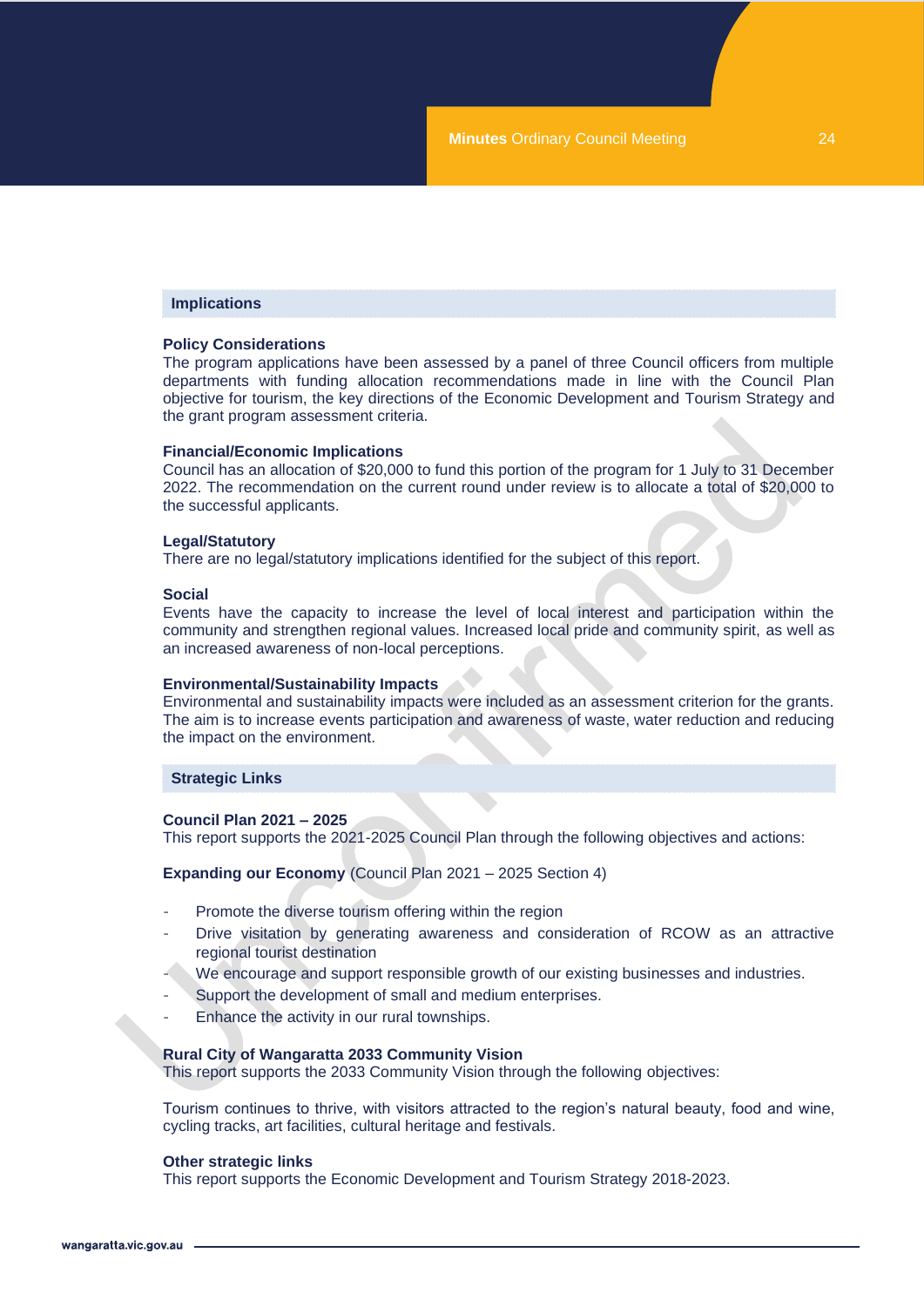## Implications

### Policy Considerations

The program applications have been assessed by a panel of three Council officers from multiple departments with funding allocation recommendations made in line with the Council Plan objective for tourism, the key directions of the Economic Development and Tourism Strategy and the grant program assessment criteria.

### Financial/Economic Implications

Council has an allocation of $20,000 to fund this portion of the program for 1 July to 31 December 2022. The recommendation on the current round under review is to allocate a total of $20,000 to the successful applicants.

### Legal/Statutory

There are no legal/statutory implications identified for the subject of this report.

### Social

Events have the capacity to increase the level of local interest and participation within the community and strengthen regional values. Increased local pride and community spirit, as well as an increased awareness of non-local perceptions.

### Environmental/Sustainability Impacts

Environmental and sustainability impacts were included as an assessment criterion for the grants. The aim is to increase events participation and awareness of waste, water reduction and reducing the impact on the environment.

## Strategic Links

### Council Plan 2021 – 2025

This report supports the 2021-2025 Council Plan through the following objectives and actions:

**Expanding our Economy** (Council Plan 2021 – 2025 Section 4)

- Promote the diverse tourism offering within the region
- Drive visitation by generating awareness and consideration of RCOW as an attractive regional tourist destination
- We encourage and support responsible growth of our existing businesses and industries.
- Support the development of small and medium enterprises.
- Enhance the activity in our rural townships.

### Rural City of Wangaratta 2033 Community Vision

This report supports the 2033 Community Vision through the following objectives:

Tourism continues to thrive, with visitors attracted to the region's natural beauty, food and wine, cycling tracks, art facilities, cultural heritage and festivals.

### Other strategic links

This report supports the Economic Development and Tourism Strategy 2018-2023.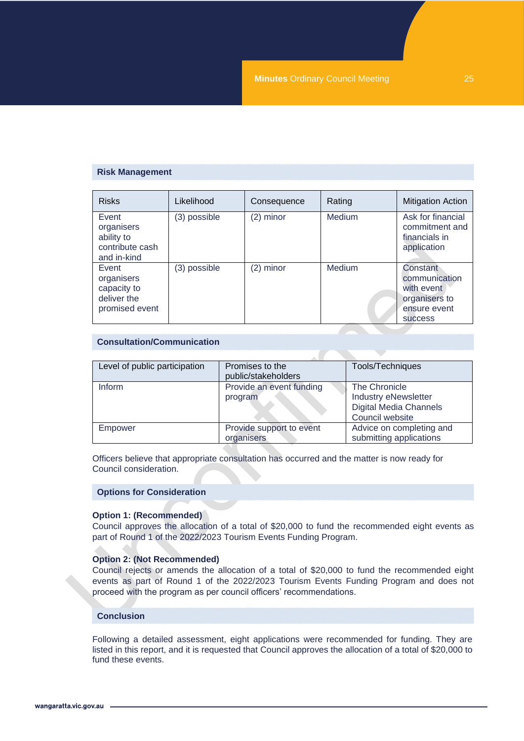## Risk Management

| Risks | Likelihood | Consequence | Rating | Mitigation Action |
|---|---|---|---|---|
| Event organisers ability to contribute cash and in-kind | (3) possible | (2) minor | Medium | Ask for financial commitment and financials in application |
| Event organisers capacity to deliver the promised event | (3) possible | (2) minor | Medium | Constant communication with event organisers to ensure event success |

## Consultation/Communication

| Level of public participation | Promises to the public/stakeholders | Tools/Techniques |
|---|---|---|
| Inform | Provide an event funding program | The Chronicle<br>Industry eNewsletter<br>Digital Media Channels<br>Council website |
| Empower | Provide support to event organisers | Advice on completing and submitting applications |

Officers believe that appropriate consultation has occurred and the matter is now ready for Council consideration.

## Options for Consideration

**Option 1: (Recommended)**
Council approves the allocation of a total of $20,000 to fund the recommended eight events as part of Round 1 of the 2022/2023 Tourism Events Funding Program.

**Option 2: (Not Recommended)**
Council rejects or amends the allocation of a total of $20,000 to fund the recommended eight events as part of Round 1 of the 2022/2023 Tourism Events Funding Program and does not proceed with the program as per council officers' recommendations.

## Conclusion

Following a detailed assessment, eight applications were recommended for funding. They are listed in this report, and it is requested that Council approves the allocation of a total of $20,000 to fund these events.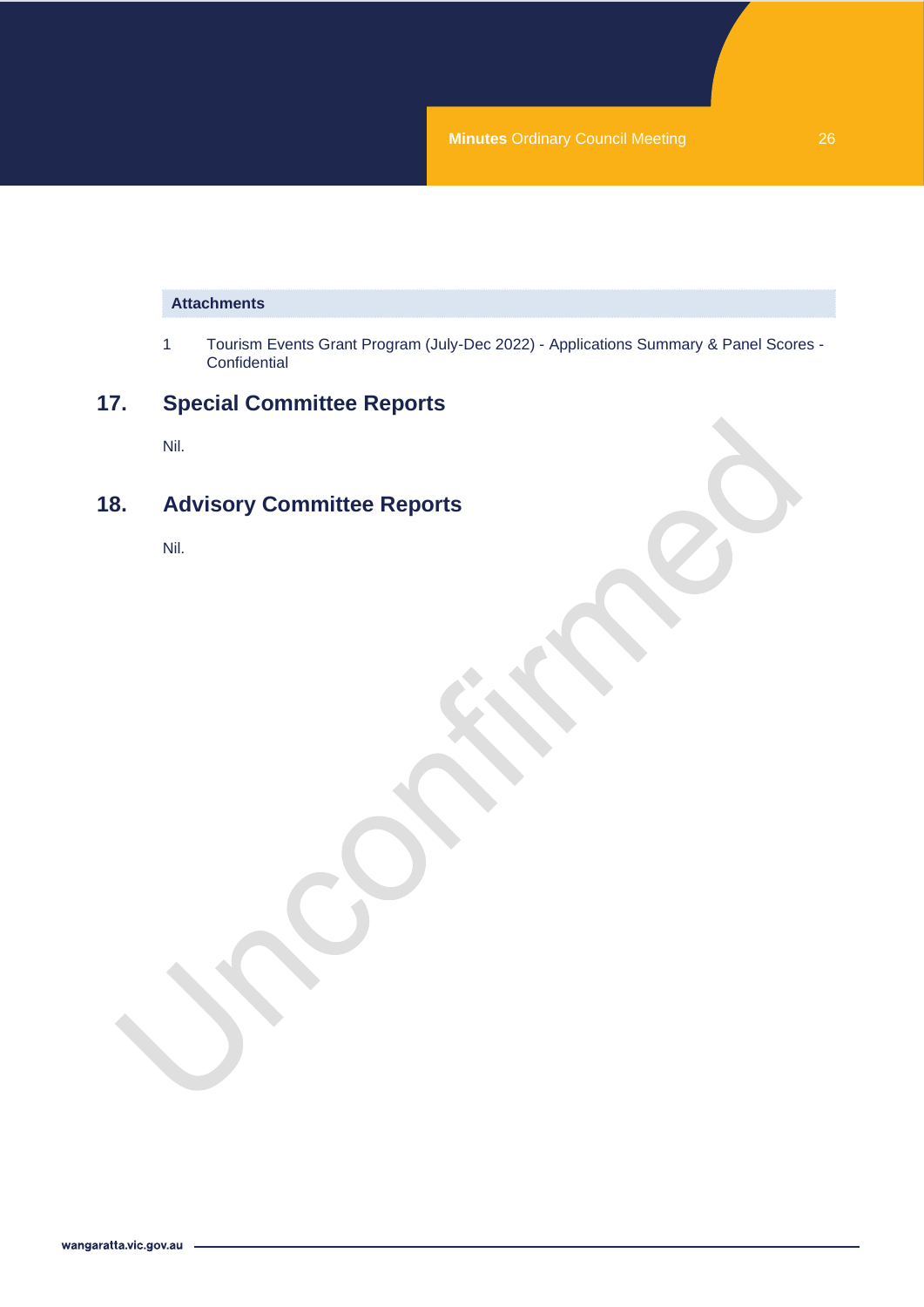**Attachments**

1 Tourism Events Grant Program (July-Dec 2022) - Applications Summary & Panel Scores - Confidential

## 17. Special Committee Reports

Nil.

## 18. Advisory Committee Reports

Nil.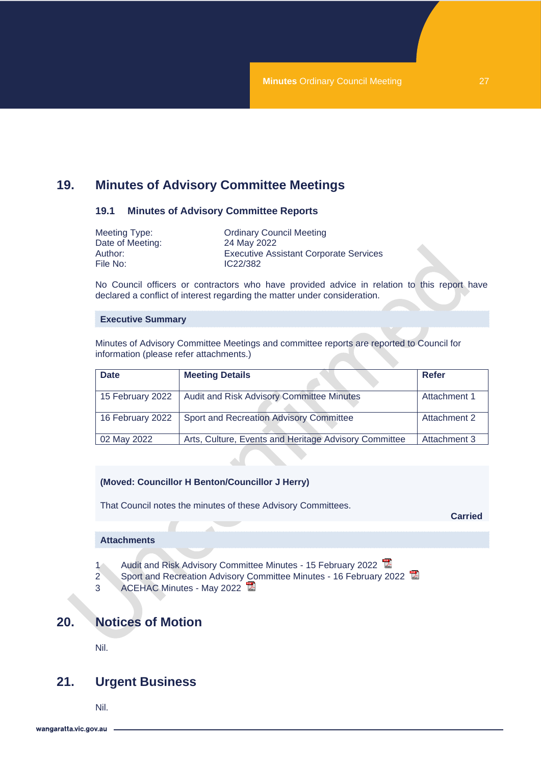# 19. Minutes of Advisory Committee Meetings

## 19.1 Minutes of Advisory Committee Reports

| | |
|---|---|
| Meeting Type: | Ordinary Council Meeting |
| Date of Meeting: | 24 May 2022 |
| Author: | Executive Assistant Corporate Services |
| File No: | IC22/382 |

No Council officers or contractors who have provided advice in relation to this report have declared a conflict of interest regarding the matter under consideration.

**Executive Summary**

Minutes of Advisory Committee Meetings and committee reports are reported to Council for information (please refer attachments.)

| Date | Meeting Details | Refer |
|---|---|---|
| 15 February 2022 | Audit and Risk Advisory Committee Minutes | Attachment 1 |
| 16 February 2022 | Sport and Recreation Advisory Committee | Attachment 2 |
| 02 May 2022 | Arts, Culture, Events and Heritage Advisory Committee | Attachment 3 |

**(Moved: Councillor H Benton/Councillor J Herry)**

That Council notes the minutes of these Advisory Committees.

**Carried**

**Attachments**

1. Audit and Risk Advisory Committee Minutes - 15 February 2022
2. Sport and Recreation Advisory Committee Minutes - 16 February 2022
3. ACEHAC Minutes - May 2022

# 20. Notices of Motion

Nil.

# 21. Urgent Business

Nil.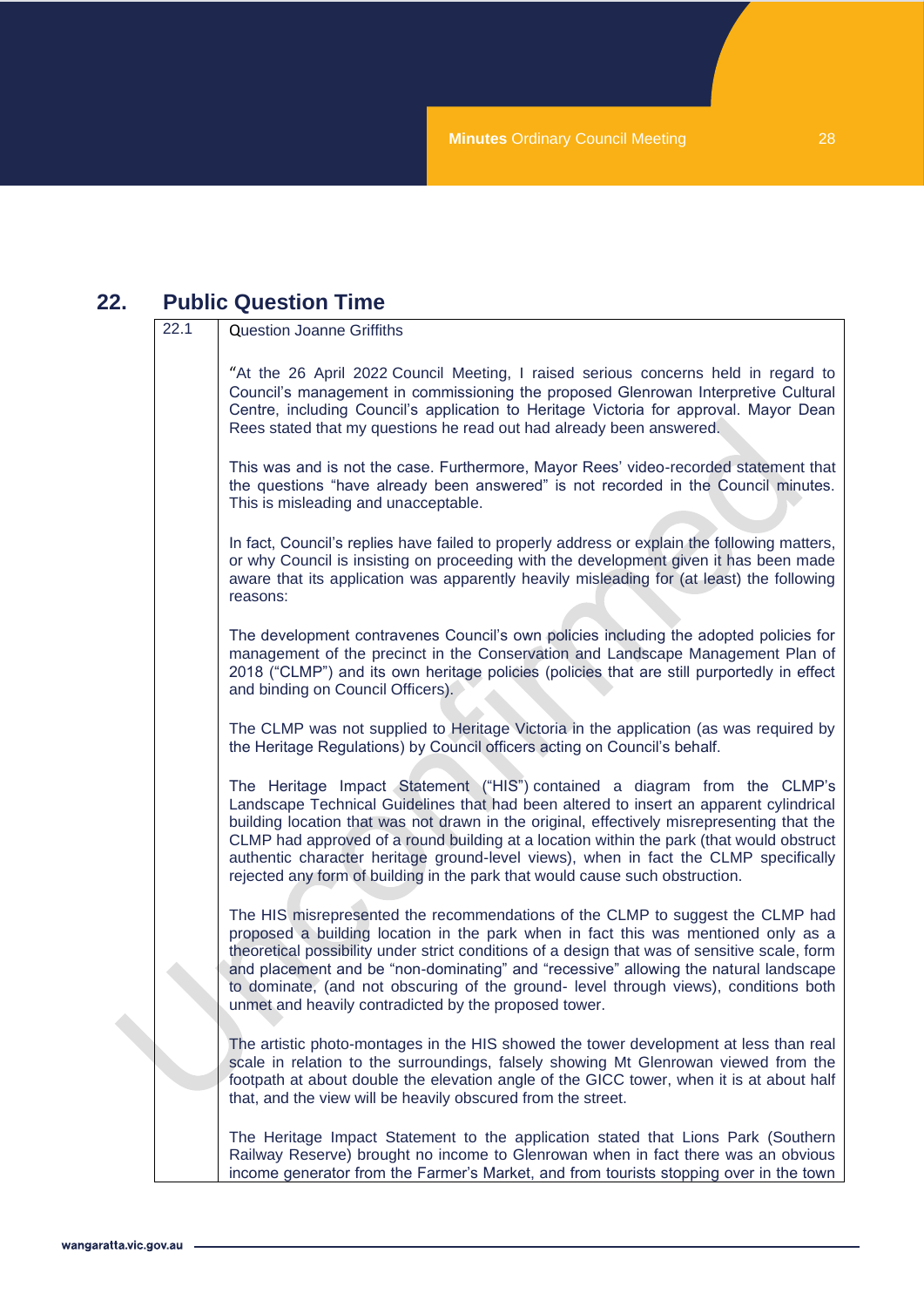## 22. Public Question Time

| 22.1 | Question Joanne Griffiths |
|---|---|
| | "At the 26 April 2022 Council Meeting, I raised serious concerns held in regard to Council's management in commissioning the proposed Glenrowan Interpretive Cultural Centre, including Council's application to Heritage Victoria for approval. Mayor Dean Rees stated that my questions he read out had already been answered.<br><br>This was and is not the case. Furthermore, Mayor Rees' video-recorded statement that the questions "have already been answered" is not recorded in the Council minutes. This is misleading and unacceptable.<br><br>In fact, Council's replies have failed to properly address or explain the following matters, or why Council is insisting on proceeding with the development given it has been made aware that its application was apparently heavily misleading for (at least) the following reasons:<br><br>The development contravenes Council's own policies including the adopted policies for management of the precinct in the Conservation and Landscape Management Plan of 2018 ("CLMP") and its own heritage policies (policies that are still purportedly in effect and binding on Council Officers).<br><br>The CLMP was not supplied to Heritage Victoria in the application (as was required by the Heritage Regulations) by Council officers acting on Council's behalf.<br><br>The Heritage Impact Statement ("HIS") contained a diagram from the CLMP's Landscape Technical Guidelines that had been altered to insert an apparent cylindrical building location that was not drawn in the original, effectively misrepresenting that the CLMP had approved of a round building at a location within the park (that would obstruct authentic character heritage ground-level views), when in fact the CLMP specifically rejected any form of building in the park that would cause such obstruction.<br><br>The HIS misrepresented the recommendations of the CLMP to suggest the CLMP had proposed a building location in the park when in fact this was mentioned only as a theoretical possibility under strict conditions of a design that was of sensitive scale, form and placement and be "non-dominating" and "recessive" allowing the natural landscape to dominate, (and not obscuring of the ground- level through views), conditions both unmet and heavily contradicted by the proposed tower.<br><br>The artistic photo-montages in the HIS showed the tower development at less than real scale in relation to the surroundings, falsely showing Mt Glenrowan viewed from the footpath at about double the elevation angle of the GICC tower, when it is at about half that, and the view will be heavily obscured from the street.<br><br>The Heritage Impact Statement to the application stated that Lions Park (Southern Railway Reserve) brought no income to Glenrowan when in fact there was an obvious income generator from the Farmer's Market, and from tourists stopping over in the town |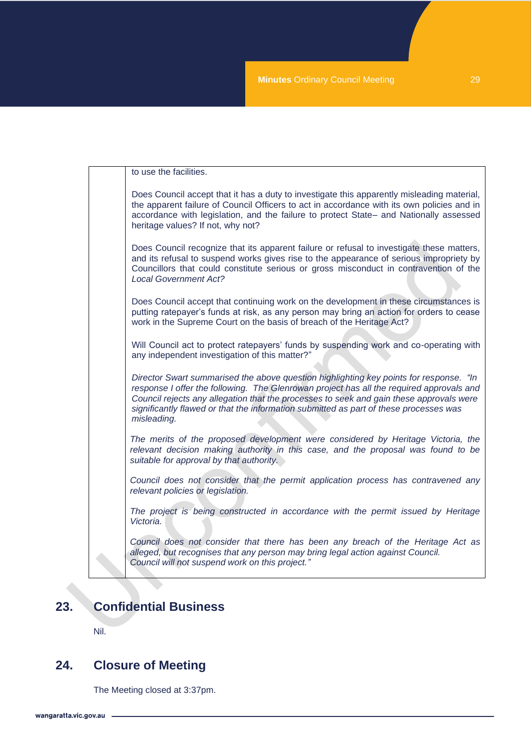| | |
|---|---|
| | to use the facilities.<br><br>Does Council accept that it has a duty to investigate this apparently misleading material, the apparent failure of Council Officers to act in accordance with its own policies and in accordance with legislation, and the failure to protect State– and Nationally assessed heritage values? If not, why not?<br><br>Does Council recognize that its apparent failure or refusal to investigate these matters, and its refusal to suspend works gives rise to the appearance of serious impropriety by Councillors that could constitute serious or gross misconduct in contravention of the *Local Government Act?*<br><br>Does Council accept that continuing work on the development in these circumstances is putting ratepayer's funds at risk, as any person may bring an action for orders to cease work in the Supreme Court on the basis of breach of the Heritage Act?<br><br>Will Council act to protect ratepayers' funds by suspending work and co-operating with any independent investigation of this matter?"<br><br>*Director Swart summarised the above question highlighting key points for response. "In response I offer the following. The Glenrowan project has all the required approvals and Council rejects any allegation that the processes to seek and gain these approvals were significantly flawed or that the information submitted as part of these processes was misleading.*<br><br>*The merits of the proposed development were considered by Heritage Victoria, the relevant decision making authority in this case, and the proposal was found to be suitable for approval by that authority.*<br><br>*Council does not consider that the permit application process has contravened any relevant policies or legislation.*<br><br>*The project is being constructed in accordance with the permit issued by Heritage Victoria.*<br><br>*Council does not consider that there has been any breach of the Heritage Act as alleged, but recognises that any person may bring legal action against Council.*<br>*Council will not suspend work on this project."* |

## 23. Confidential Business

Nil.

## 24. Closure of Meeting

The Meeting closed at 3:37pm.